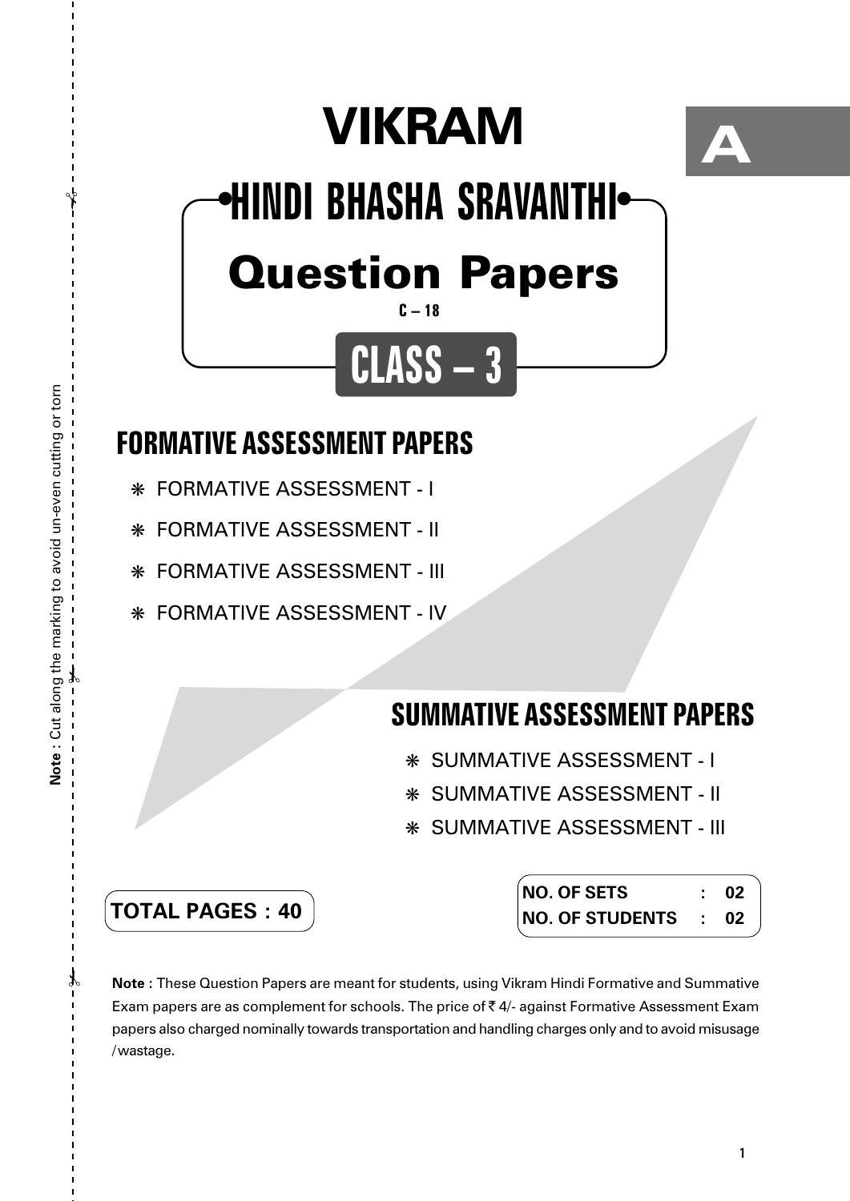A

# VIKRAM

## HINDI BHASHA SRAVANTHI

## Question Papers

C – 18

## CLASS – 3

### FORMATIVE ASSESSMENT PAPERS

- FORMATIVE ASSESSMENT - I
- FORMATIVE ASSESSMENT - II
- FORMATIVE ASSESSMENT - III
- FORMATIVE ASSESSMENT - IV

### SUMMATIVE ASSESSMENT PAPERS

- SUMMATIVE ASSESSMENT - I
- SUMMATIVE ASSESSMENT - II
- SUMMATIVE ASSESSMENT - III

**TOTAL PAGES : 40**

**NO. OF SETS : 02**
**NO. OF STUDENTS : 02**

**Note :** These Question Papers are meant for students, using Vikram Hindi Formative and Summative Exam papers are as complement for schools. The price of ₹ 4/- against Formative Assessment Exam papers also charged nominally towards transportation and handling charges only and to avoid misusage /wastage.

**Note :** Cut along the marking to avoid un-even cutting or torn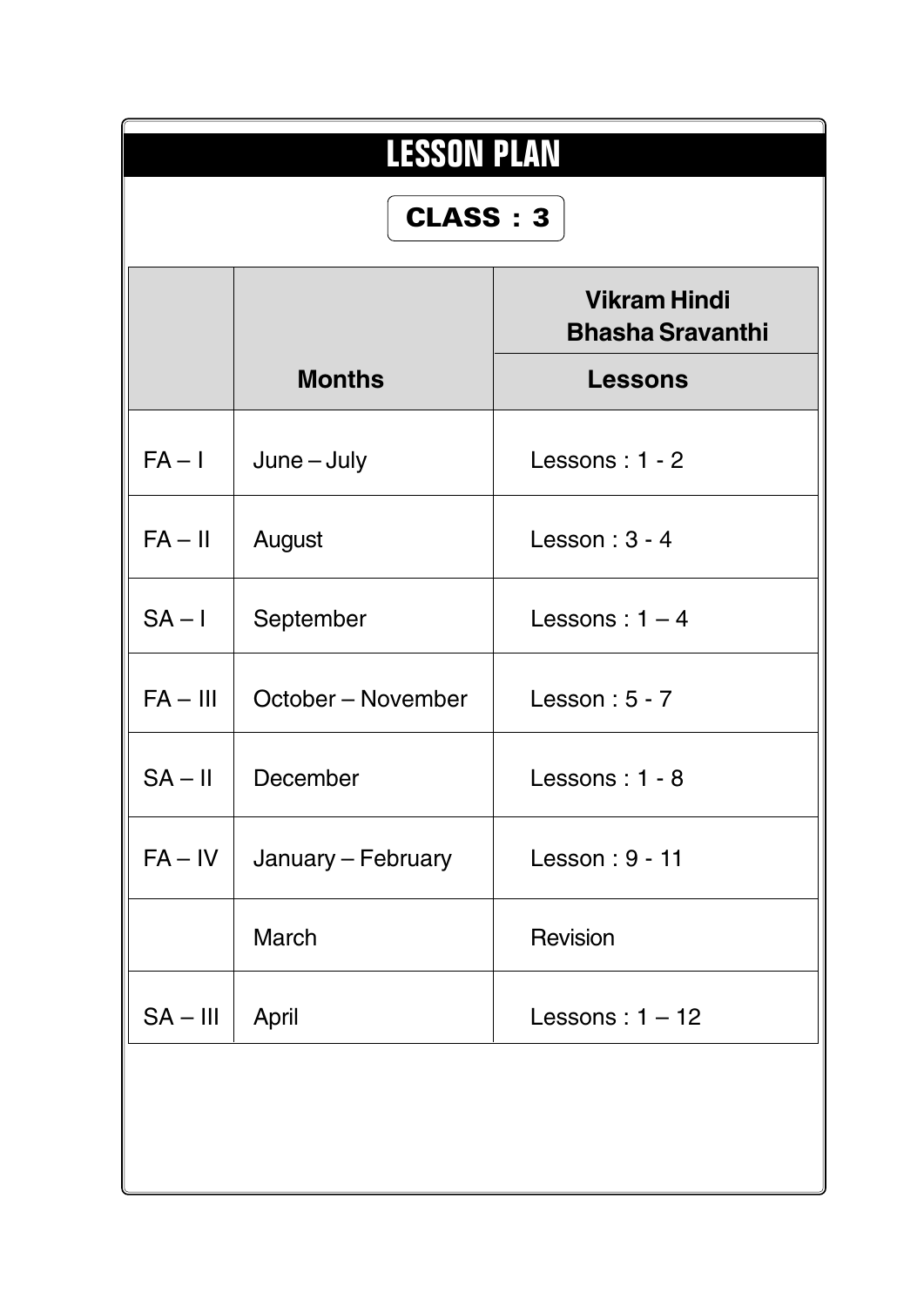# LESSON PLAN

**CLASS : 3**

| | | Vikram Hindi Bhasha Sravanthi |
|---|---|---|
| | **Months** | **Lessons** |
| FA – I | June – July | Lessons : 1 - 2 |
| FA – II | August | Lesson : 3 - 4 |
| SA – I | September | Lessons : 1 – 4 |
| FA – III | October – November | Lesson : 5 - 7 |
| SA – II | December | Lessons : 1 - 8 |
| FA – IV | January – February | Lesson : 9 - 11 |
| | March | Revision |
| SA – III | April | Lessons : 1 – 12 |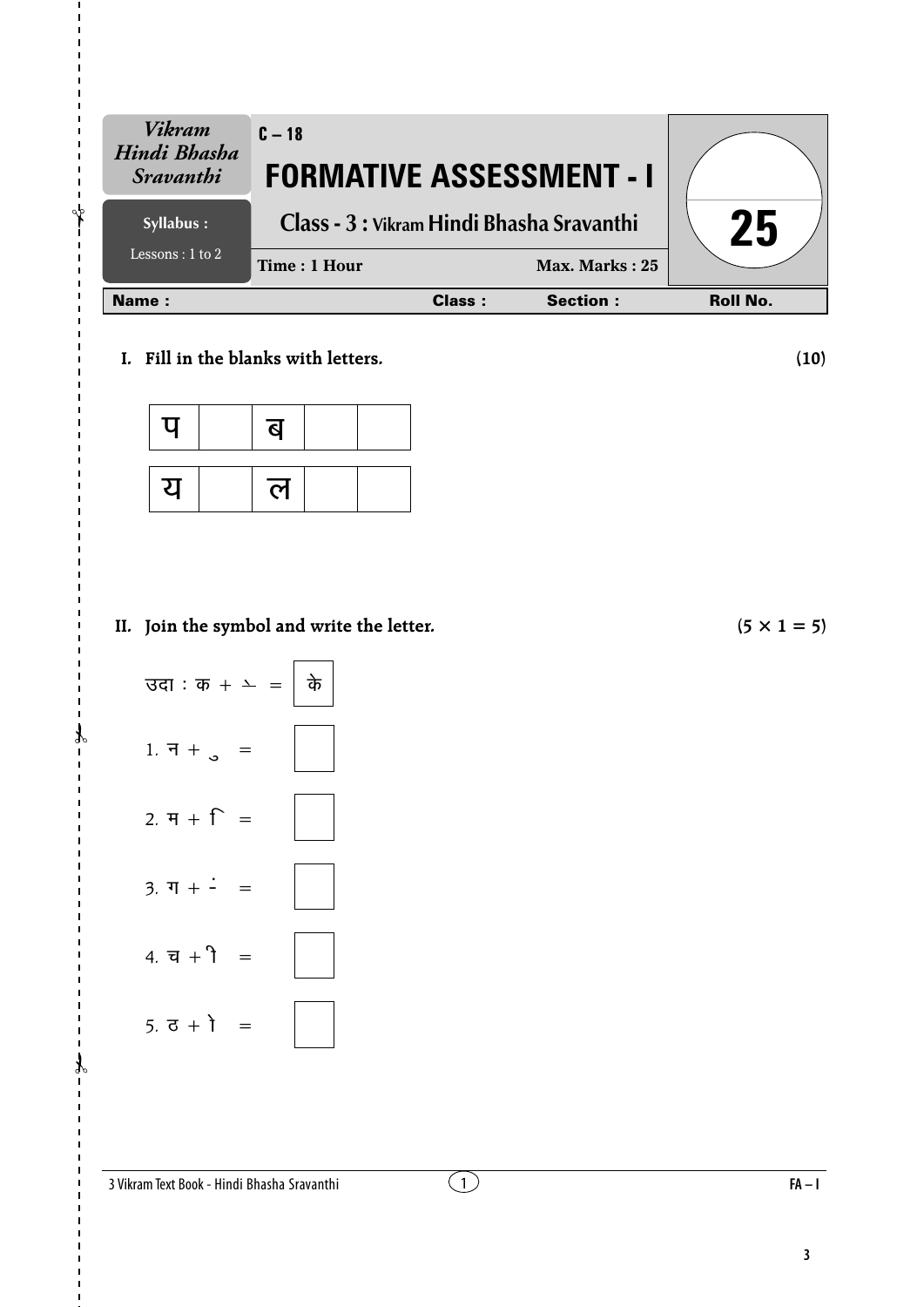| *Vikram Hindi Bhasha Sravanthi* | C – 18 | |
|---|---|---|
| **Syllabus :** Lessons : 1 to 2 | **FORMATIVE ASSESSMENT - I** | **25** |
| | **Class - 3 : Vikram Hindi Bhasha Sravanthi** | |
| | **Time : 1 Hour** — **Max. Marks : 25** | |

| **Name :** | **Class :** | **Section :** | **Roll No.** |
|---|---|---|---|

**I. Fill in the blanks with letters.** **(10)**

| प | | ब | | |
|---|---|---|---|---|
| य | | ल | | |

**II. Join the symbol and write the letter.** **(5 × 1 = 5)**

उदा : क + े = के

1. न + ु =

2. म + ि =

3. ग + ं =

4. च + ी =

5. ठ + ो =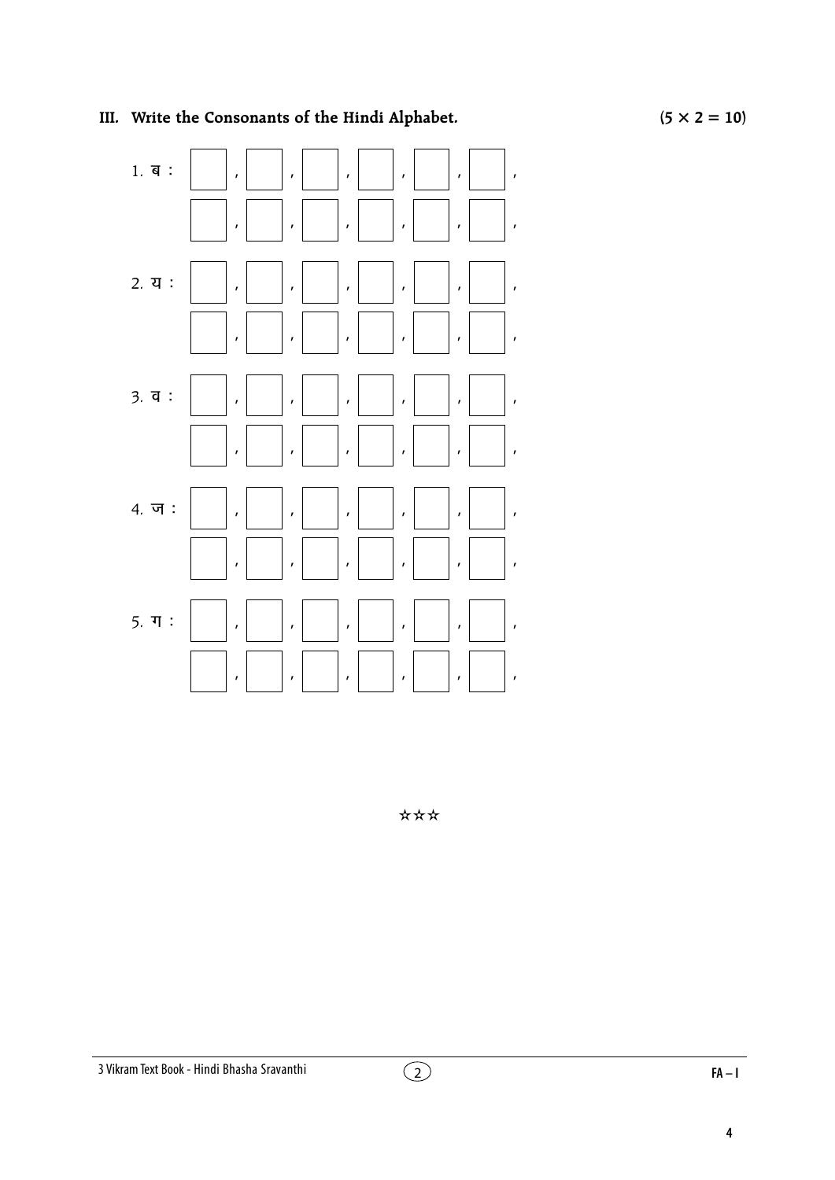### III. Write the Consonants of the Hindi Alphabet. (5 × 2 = 10)

1. ब : ☐ , ☐ , ☐ , ☐ , ☐ , ☐ ,
☐ , ☐ , ☐ , ☐ , ☐ , ☐ ,

2. य : ☐ , ☐ , ☐ , ☐ , ☐ , ☐ ,
☐ , ☐ , ☐ , ☐ , ☐ , ☐ ,

3. व : ☐ , ☐ , ☐ , ☐ , ☐ , ☐ ,
☐ , ☐ , ☐ , ☐ , ☐ , ☐ ,

4. ज : ☐ , ☐ , ☐ , ☐ , ☐ , ☐ ,
☐ , ☐ , ☐ , ☐ , ☐ , ☐ ,

5. ग : ☐ , ☐ , ☐ , ☐ , ☐ , ☐ ,
☐ , ☐ , ☐ , ☐ , ☐ , ☐ ,

☆☆☆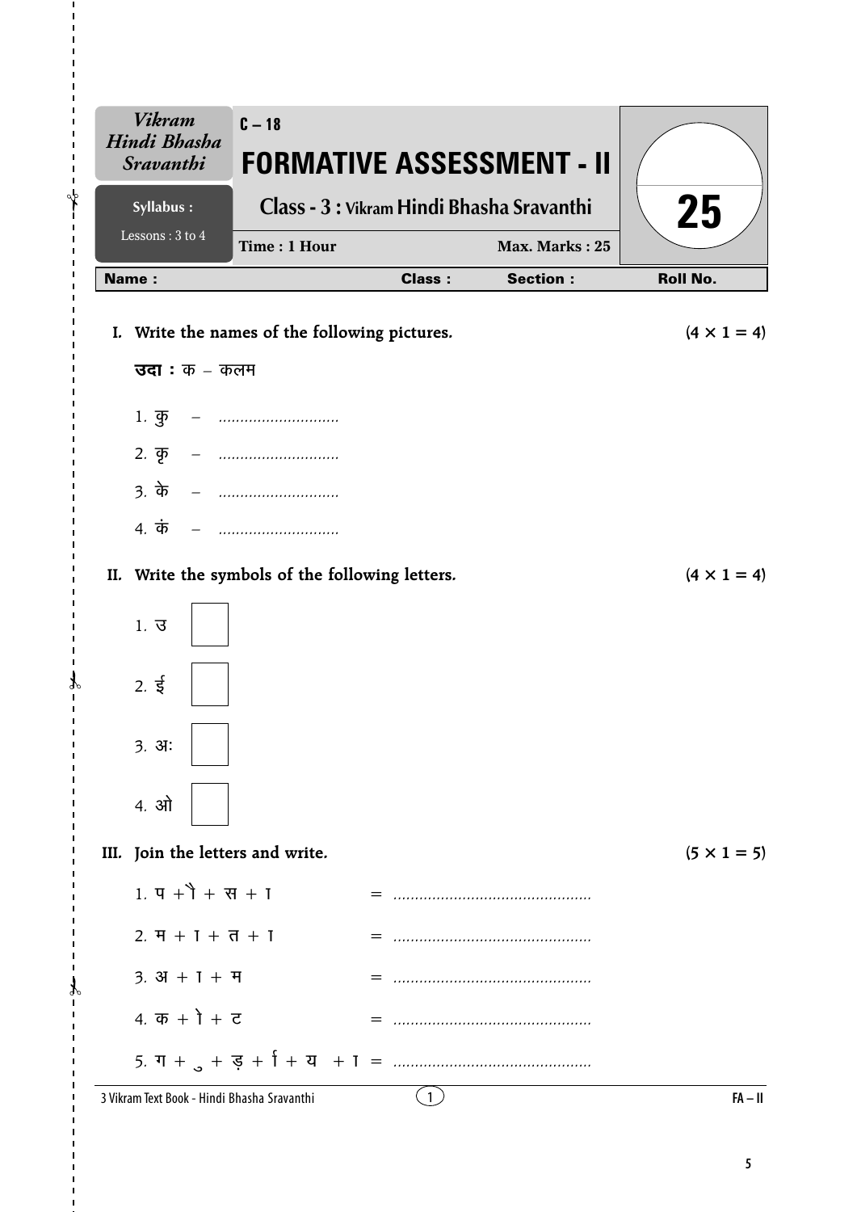| Vikram Hindi Bhasha Sravanthi | C – 18 | |
|---|---|---|
| | **FORMATIVE ASSESSMENT - II** | |
| Syllabus : Lessons : 3 to 4 | **Class - 3 : Vikram Hindi Bhasha Sravanthi** | **25** |
| | Time : 1 Hour    Max. Marks : 25 | |

**Name :**    **Class :**    **Section :**    **Roll No.**

**I. Write the names of the following pictures.** **(4 × 1 = 4)**

**उदा :** क – कलम

1. कु – ............................
2. कृ – ............................
3. के – ............................
4. कं – ............................

**II. Write the symbols of the following letters.** **(4 × 1 = 4)**

1. उ ☐
2. ई ☐
3. अः ☐
4. ओ ☐

**III. Join the letters and write.** **(5 × 1 = 5)**

1. प + ौ + स + ा = ..............................................
2. म + ा + त + ा = ..............................................
3. अ + ा + म = ..............................................
4. क + ो + ट = ..............................................
5. ग + ु + ड़ + ि + य + ा = ..............................................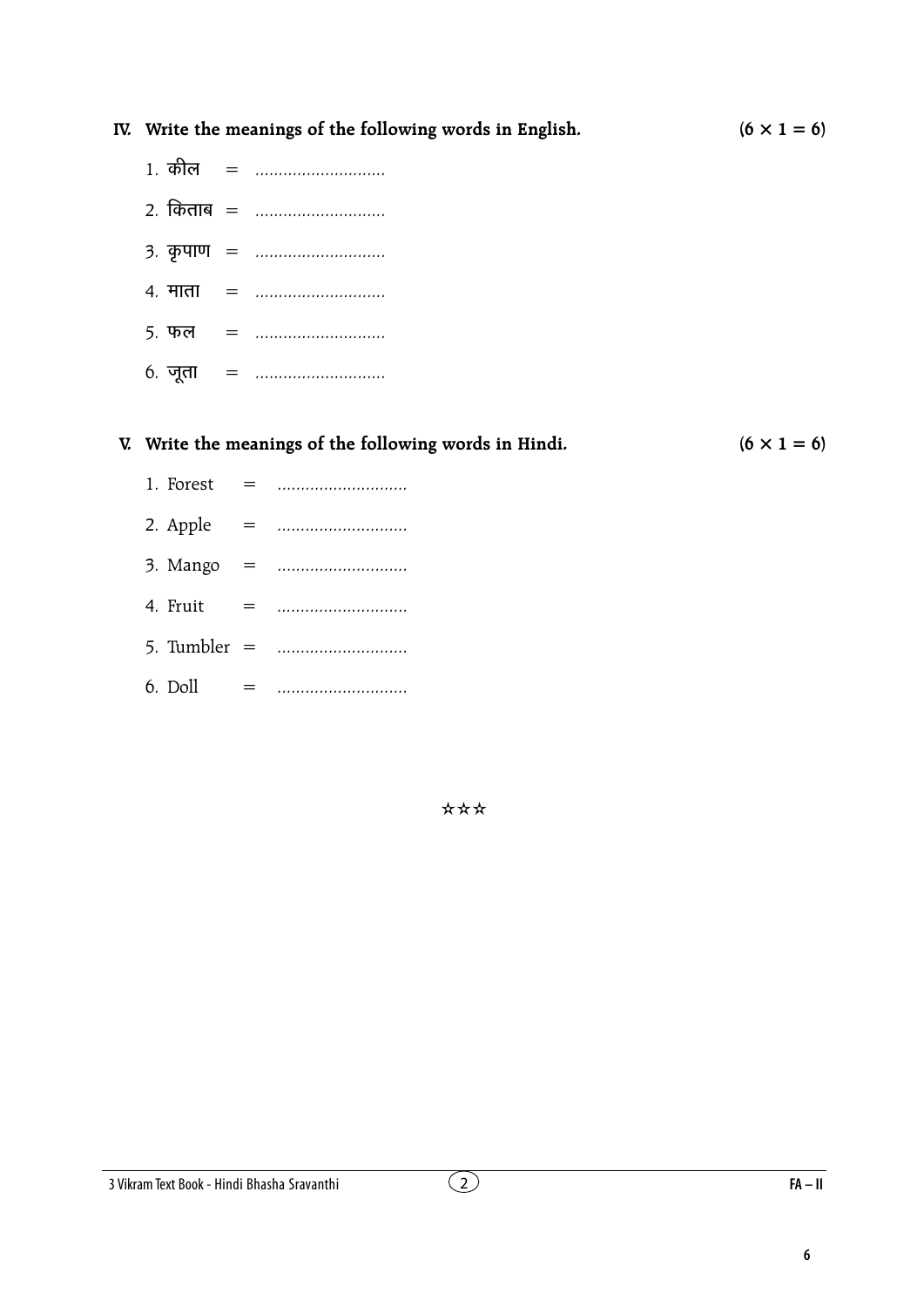**IV. Write the meanings of the following words in English.** **(6 × 1 = 6)**

1. कील = ............................
2. किताब = ............................
3. कृपाण = ............................
4. माता = ............................
5. फल = ............................
6. जूता = ............................

**V. Write the meanings of the following words in Hindi.** **(6 × 1 = 6)**

1. Forest = ............................
2. Apple = ............................
3. Mango = ............................
4. Fruit = ............................
5. Tumbler = ............................
6. Doll = ............................

☆☆☆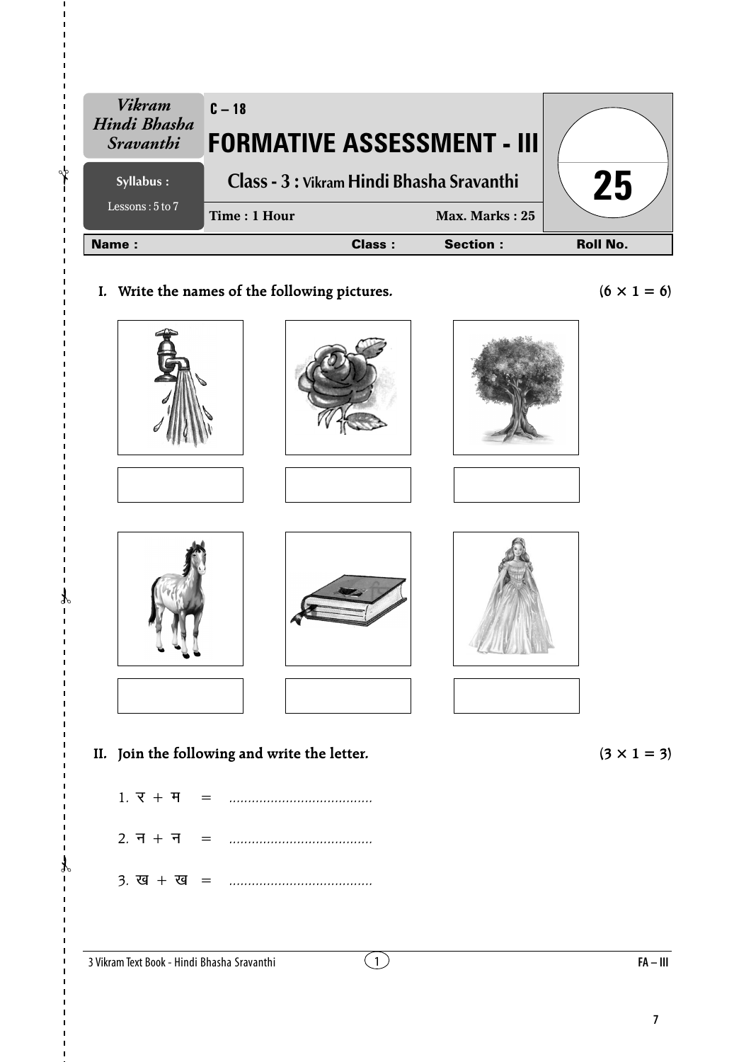| Vikram Hindi Bhasha Sravanthi | C – 18 | |
|---|---|---|
| **Syllabus :** Lessons : 5 to 7 | **FORMATIVE ASSESSMENT - III** | **25** |
| | **Class - 3 : Vikram Hindi Bhasha Sravanthi** | |
| | **Time : 1 Hour** &nbsp;&nbsp;&nbsp; **Max. Marks : 25** | |

**Name :** &nbsp;&nbsp;&nbsp;&nbsp; **Class :** &nbsp;&nbsp;&nbsp;&nbsp; **Section :** &nbsp;&nbsp;&nbsp;&nbsp; **Roll No.**

**I. Write the names of the following pictures.** **(6 × 1 = 6)**

**II. Join the following and write the letter.** **(3 × 1 = 3)**

1. र + म = ......................................

2. न + न = ......................................

3. ख + ख = ......................................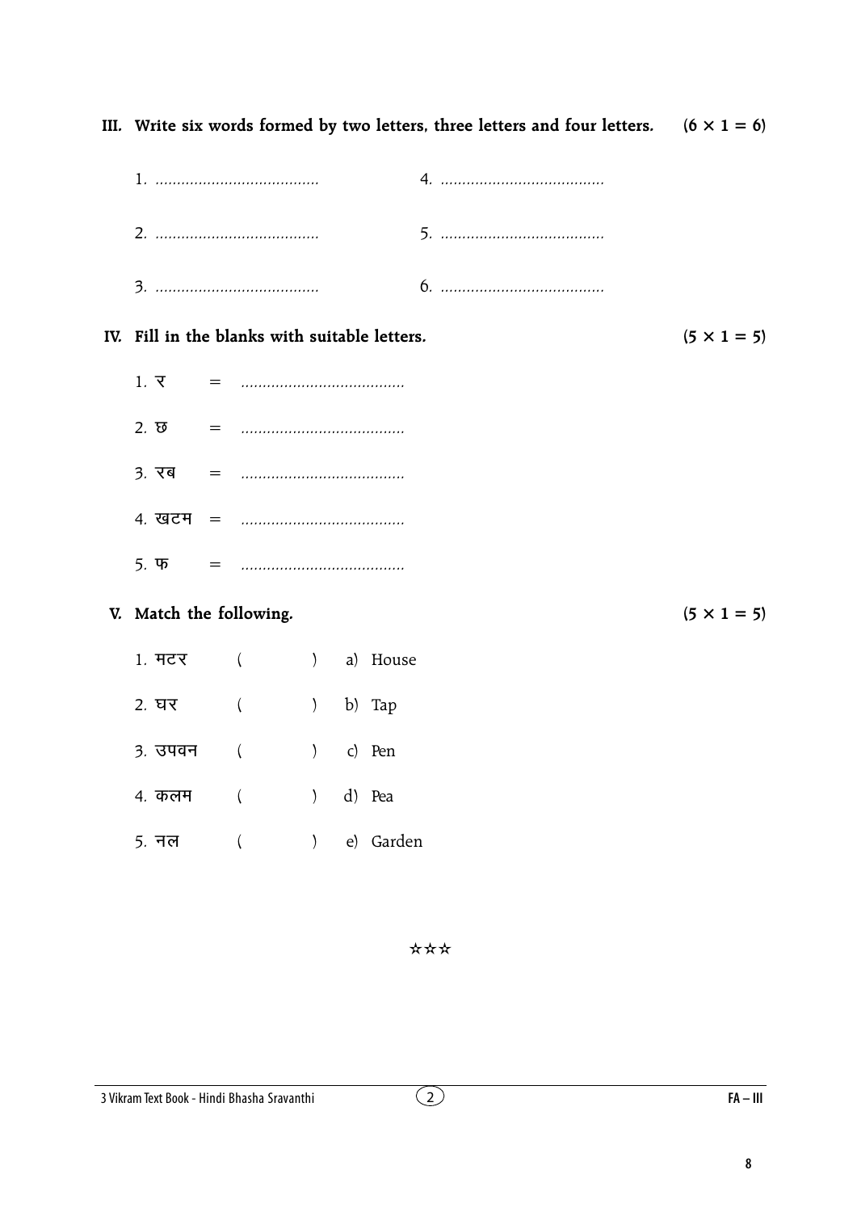## III. Write six words formed by two letters, three letters and four letters. (6 × 1 = 6)

1. ......................................
2. ......................................
3. ......................................
4. ......................................
5. ......................................
6. ......................................

## IV. Fill in the blanks with suitable letters. (5 × 1 = 5)

1. र = ......................................
2. छ = ......................................
3. रब = ......................................
4. खटम = ......................................
5. फ = ......................................

## V. Match the following. (5 × 1 = 5)

| | | |
|---|---|---|
| 1. मटर | ( ) | a) House |
| 2. घर | ( ) | b) Tap |
| 3. उपवन | ( ) | c) Pen |
| 4. कलम | ( ) | d) Pea |
| 5. नल | ( ) | e) Garden |

☆☆☆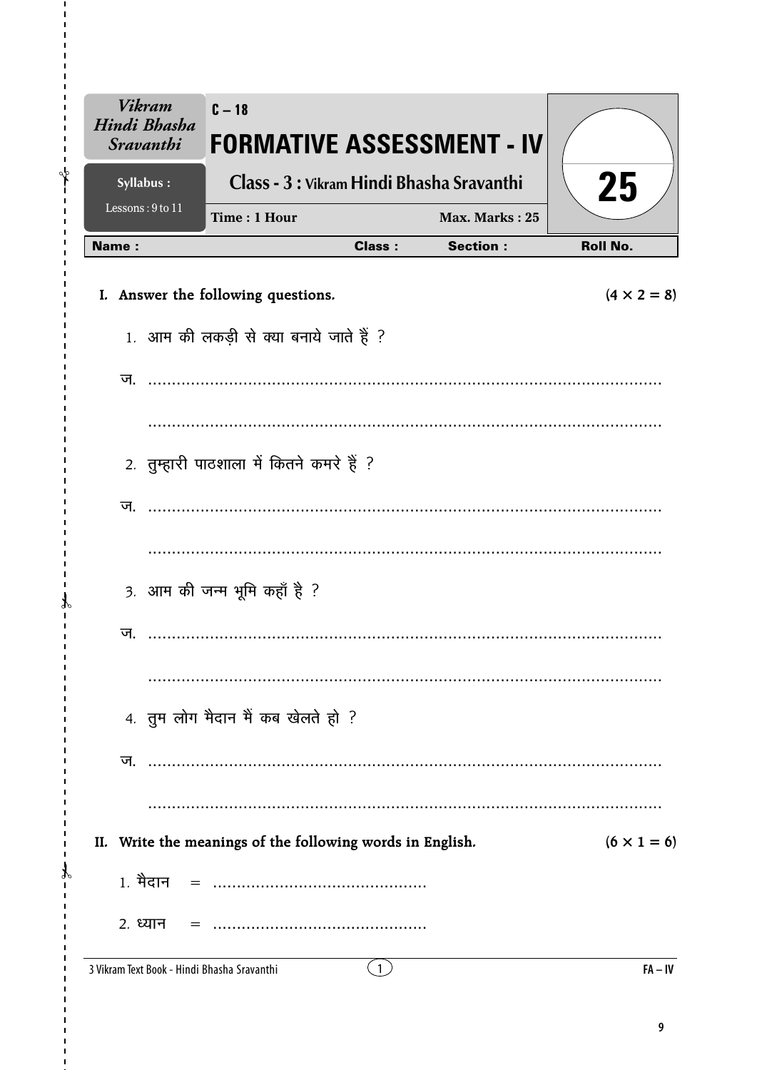| Vikram Hindi Bhasha Sravanthi | C – 18 FORMATIVE ASSESSMENT - IV | | 25 |
|---|---|---|---|
| Syllabus : Lessons : 9 to 11 | Class - 3 : Vikram Hindi Bhasha Sravanthi | | |
| | Time : 1 Hour | Max. Marks : 25 | |

| Name : | Class : | Section : | Roll No. |
|---|---|---|---|

**I. Answer the following questions.** **(4 × 2 = 8)**

1. आम की लकड़ी से क्या बनाये जाते हैं ?

ज. ..........................................................................................................

..........................................................................................................

2. तुम्हारी पाठशाला में कितने कमरे हैं ?

ज. ..........................................................................................................

..........................................................................................................

3. आम की जन्म भूमि कहाँ है ?

ज. ..........................................................................................................

..........................................................................................................

4. तुम लोग मैदान मैं कब खेलते हो ?

ज. ..........................................................................................................

..........................................................................................................

**II. Write the meanings of the following words in English.** **(6 × 1 = 6)**

1. मैदान = ..............................................

2. ध्यान = ..............................................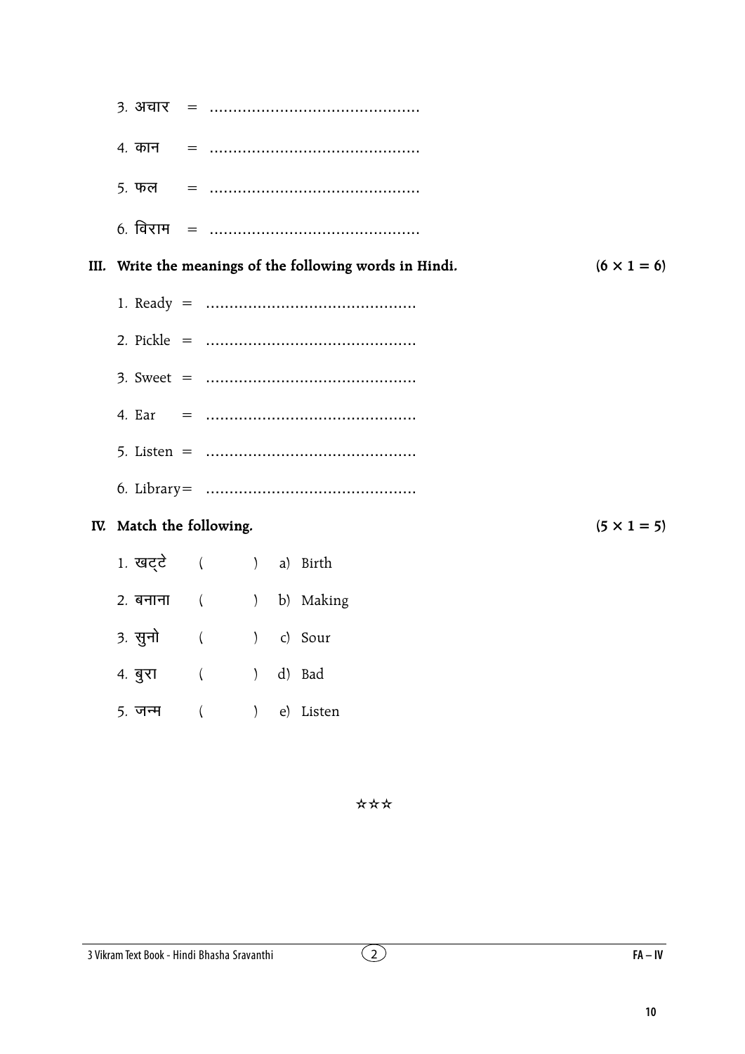3. अचार = ............................................

4. कान = ............................................

5. फल = ............................................

6. विराम = ............................................

**III. Write the meanings of the following words in Hindi.** **(6 × 1 = 6)**

1. Ready = ............................................
2. Pickle = ............................................
3. Sweet = ............................................
4. Ear = ............................................
5. Listen = ............................................
6. Library= ............................................

**IV. Match the following.** **(5 × 1 = 5)**

1. खट्टे ( ) a) Birth
2. बनाना ( ) b) Making
3. सुनो ( ) c) Sour
4. बुरा ( ) d) Bad
5. जन्म ( ) e) Listen

☆☆☆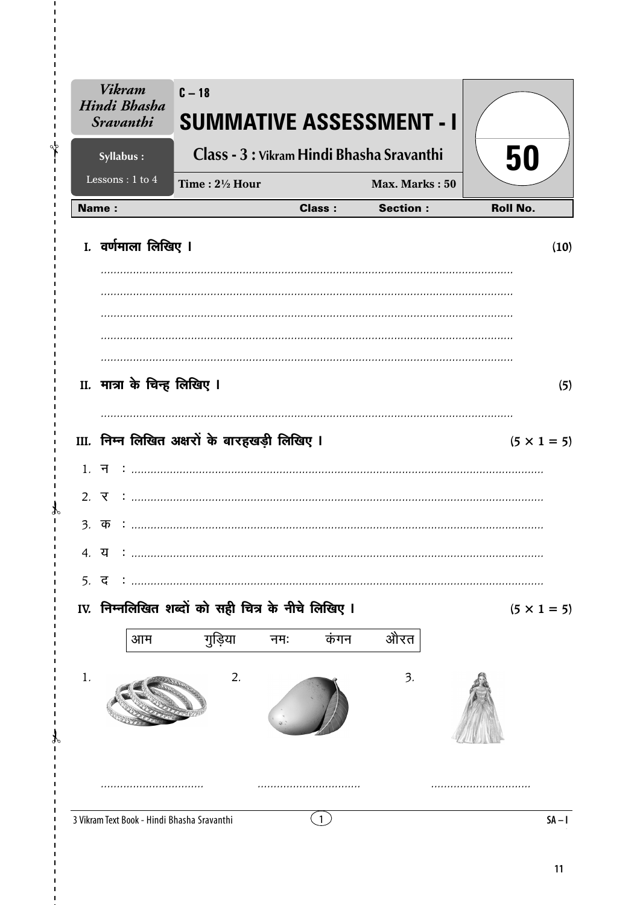| Vikram Hindi Bhasha Sravanthi | C – 18 | |
|---|---|---|
| | **SUMMATIVE ASSESSMENT - I** | |
| Syllabus : | Class - 3 : Vikram Hindi Bhasha Sravanthi | **50** |
| Lessons : 1 to 4 | Time : 2½ Hour | Max. Marks : 50 |

| Name : | Class : | Section : | Roll No. |
|---|---|---|---|

**I. वर्णमाला लिखिए ।** **(10)**

..............................................................................................................................

..............................................................................................................................

..............................................................................................................................

..............................................................................................................................

..............................................................................................................................

**II. मात्रा के चिन्ह लिखिए ।** **(5)**

..............................................................................................................................

**III. निम्न लिखित अक्षरों के बारहखड़ी लिखिए ।** **(5 × 1 = 5)**

1. न : ..............................................................................................................................
2. र : ..............................................................................................................................
3. क : ..............................................................................................................................
4. य : ..............................................................................................................................
5. द : ..............................................................................................................................

**IV. निम्नलिखित शब्दों को सही चित्र के नीचे लिखिए ।** **(5 × 1 = 5)**

| आम | गुड़िया | नमः | कंगन | औरत |
|---|---|---|---|---|

1. ................................ 2. ................................ 3. ................................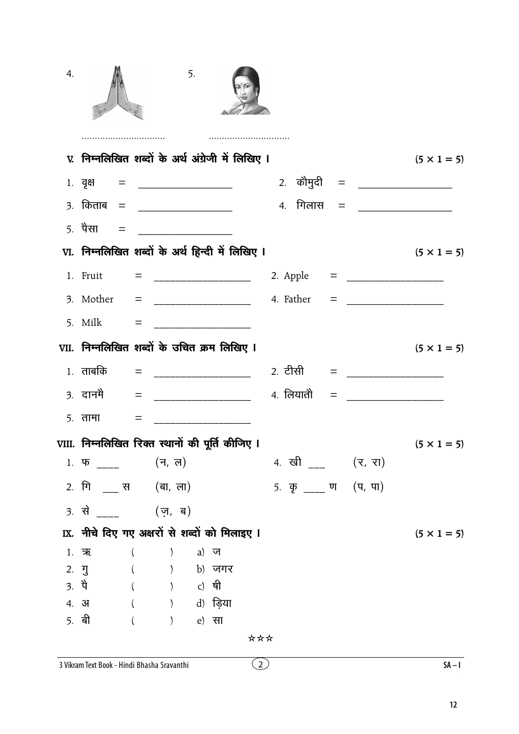4. ................................ 5. ...............................

## V. निम्नलिखित शब्दों के अर्थ अंग्रेजी में लिखिए । (5 × 1 = 5)

1. वृक्ष = ________________ 2. कौमुदी = ________________
3. किताब = ________________ 4. गिलास = ________________
5. पैसा = ________________

## VI. निम्नलिखित शब्दों के अर्थ हिन्दी में लिखिए । (5 × 1 = 5)

1. Fruit = ________________ 2. Apple = ________________
3. Mother = ________________ 4. Father = ________________
5. Milk = ________________

## VII. निम्नलिखित शब्दों के उचित क्रम लिखिए । (5 × 1 = 5)

1. ताबकि = ________________ 2. टीसी = ________________
3. दानमै = ________________ 4. लियातौ = ________________
5. तामा = ________________

## VIII. निम्नलिखित रिक्त स्थानों की पूर्ति कीजिए । (5 × 1 = 5)

1. फ ____ (न, ल) 4. खी ___ (र, रा)
2. गि ___ स (बा, ला) 5. कृ ____ ण (प, पा)
3. से ____ (ज़, ब)

## IX. नीचे दिए गए अक्षरों से शब्दों को मिलाइए । (5 × 1 = 5)

1. ऋ ( ) a) ज
2. गु ( ) b) जगर
3. पै ( ) c) षी
4. अ ( ) d) ड़िया
5. बी ( ) e) सा

☆☆☆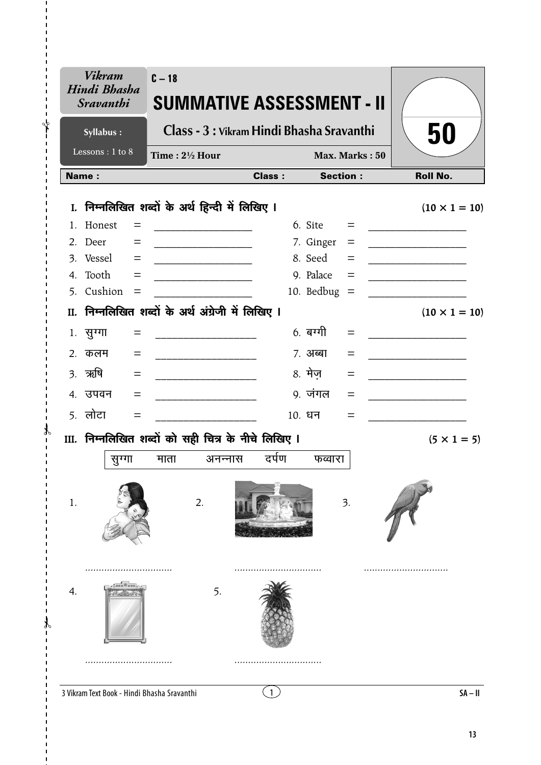| Vikram Hindi Bhasha Sravanthi | C – 18 | |
|---|---|---|
| | **SUMMATIVE ASSESSMENT - II** | **50** |
| Syllabus : | Class - 3 : Vikram Hindi Bhasha Sravanthi | |
| Lessons : 1 to 8 | Time : 2½ Hour &nbsp;&nbsp;&nbsp; Max. Marks : 50 | |

**Name :** &nbsp;&nbsp;&nbsp; **Class :** &nbsp;&nbsp;&nbsp; **Section :** &nbsp;&nbsp;&nbsp; **Roll No.**

## I. निम्नलिखित शब्दों के अर्थ हिन्दी में लिखिए । (10 × 1 = 10)

1. Honest = ____________
2. Deer = ____________
3. Vessel = ____________
4. Tooth = ____________
5. Cushion = ____________
6. Site = ____________
7. Ginger = ____________
8. Seed = ____________
9. Palace = ____________
10. Bedbug = ____________

## II. निम्नलिखित शब्दों के अर्थ अंग्रेजी में लिखिए । (10 × 1 = 10)

1. सुग्गा = ____________
2. कलम = ____________
3. ऋषि = ____________
4. उपवन = ____________
5. लोटा = ____________
6. बग्गी = ____________
7. अब्बा = ____________
8. मेज़ = ____________
9. जंगल = ____________
10. धन = ____________

## III. निम्नलिखित शब्दों को सही चित्र के नीचे लिखिए । (5 × 1 = 5)

| सुग्गा | माता | अनन्नास | दर्पण | फव्वारा |
|---|---|---|---|---|

1. ................................

2. ................................

3. ................................

4. ................................

5. ................................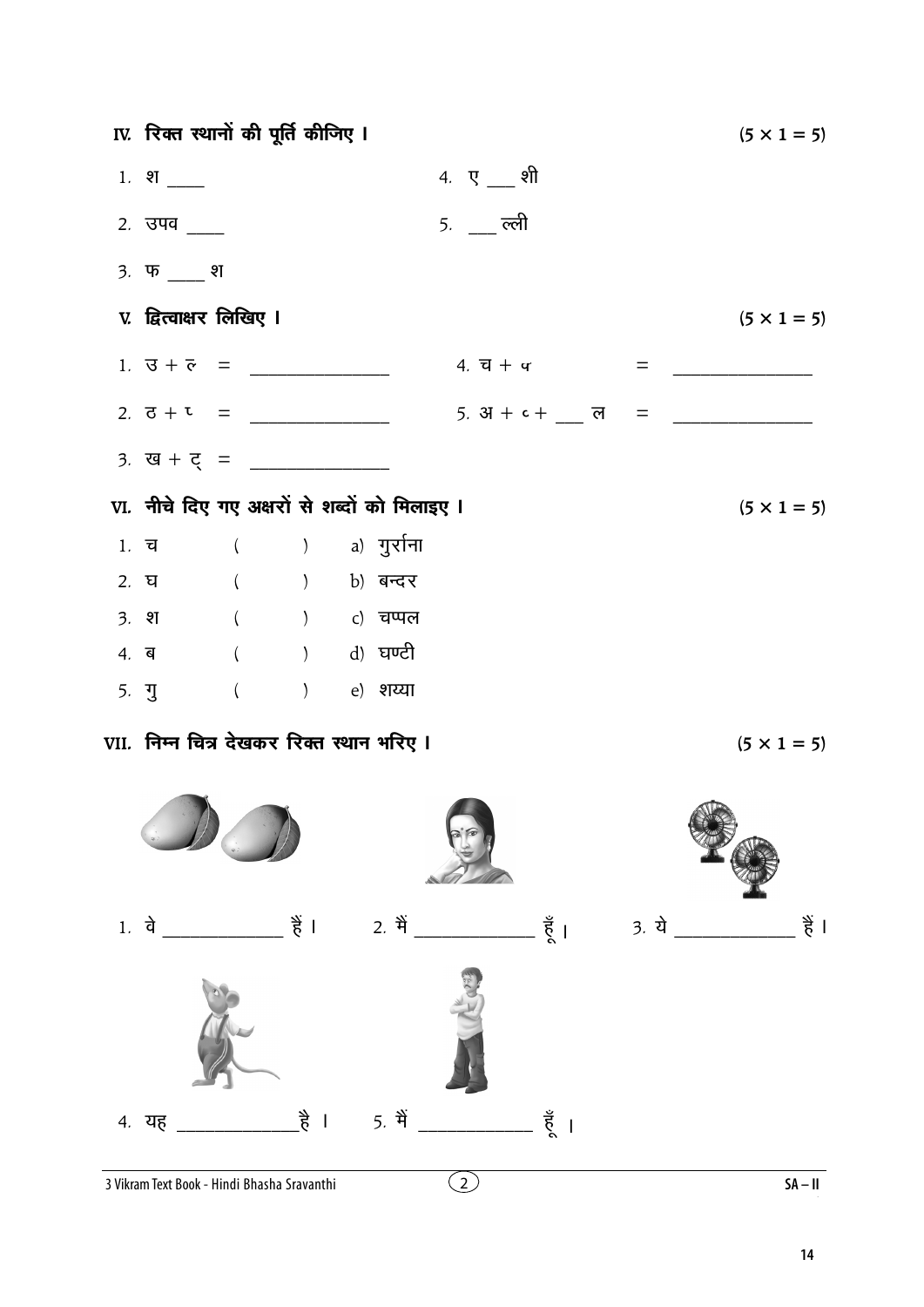## IV. रिक्त स्थानों की पूर्ति कीजिए । (5 × 1 = 5)

1. श ____
2. उपव ____
3. फ ____ श
4. ए ___ शी
5. ___ ल्ली

## V. द्वित्वाक्षर लिखिए । (5 × 1 = 5)

1. उ + ल = ______________
2. ठ + ट = ______________
3. ख + ट् = ______________
4. च + प = ______________
5. अ + ट + ___ ल = ______________

## VI. नीचे दिए गए अक्षरों से शब्दों को मिलाइए । (5 × 1 = 5)

1. च ( ) a) गुर्राना
2. घ ( ) b) बन्दर
3. श ( ) c) चप्पल
4. ब ( ) d) घण्टी
5. गु ( ) e) शय्या

## VII. निम्न चित्र देखकर रिक्त स्थान भरिए । (5 × 1 = 5)

1. वे ____________ हैं ।
2. मैं ____________ हूँ ।
3. ये ____________ हैं ।
4. यह ____________ है ।
5. मैं ____________ हूँ ।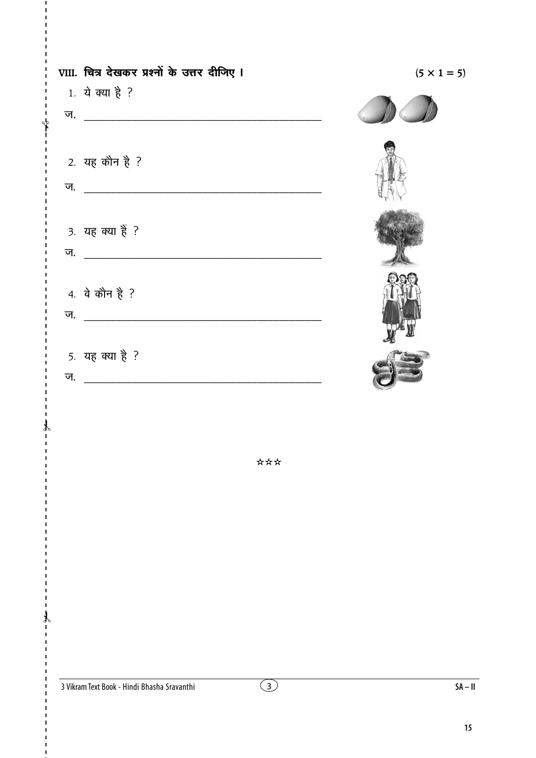**VIII. चित्र देखकर प्रश्नों के उत्तर दीजिए ।** **(5 × 1 = 5)**

1. ये क्या है ?

ज. ____________________________________________

2. यह कौन है ?

ज. ____________________________________________

3. यह क्या हैं ?

ज. ____________________________________________

4. वे कौन है ?

ज. ____________________________________________

5. यह क्या है ?

ज. ____________________________________________

☆☆☆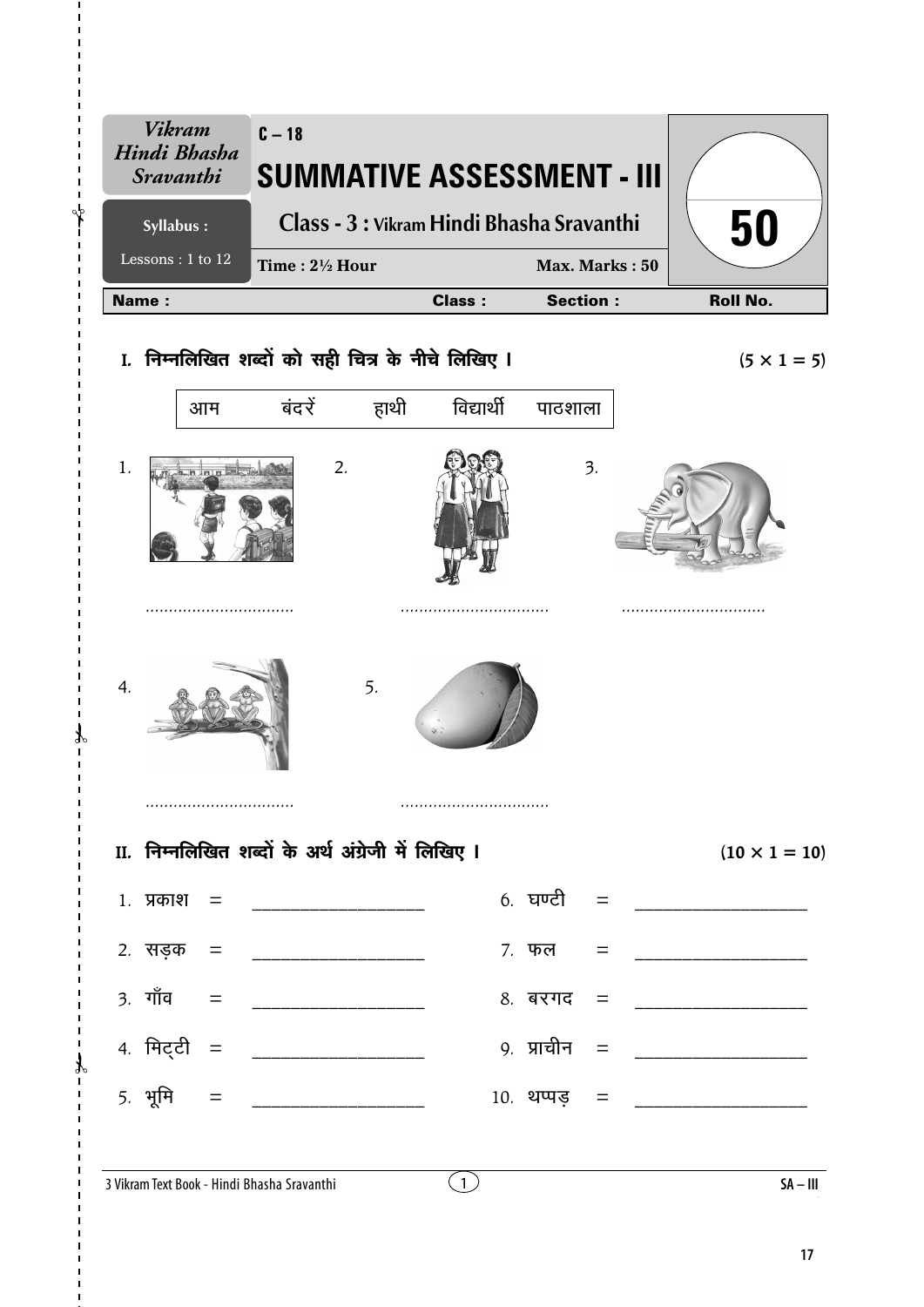| Vikram Hindi Bhasha Sravanthi | C – 18 SUMMATIVE ASSESSMENT - III | |
|---|---|---|
| Syllabus : | Class - 3 : Vikram Hindi Bhasha Sravanthi | 50 |
| Lessons : 1 to 12 | Time : 2½ Hour — Max. Marks : 50 | |

**Name :** **Class :** **Section :** **Roll No.**

## I. निम्नलिखित शब्दों को सही चित्र के नीचे लिखिए । (5 × 1 = 5)

| आम | बंदरें | हाथी | विद्यार्थी | पाठशाला |
|---|---|---|---|---|

1\. ..............................

2\. ..............................

3\. ..............................

4\. ..............................

5\. ..............................

## II. निम्नलिखित शब्दों के अर्थ अंग्रेजी में लिखिए । (10 × 1 = 10)

1. प्रकाश = ____________________
2. सड़क = ____________________
3. गाँव = ____________________
4. मिट्टी = ____________________
5. भूमि = ____________________
6. घण्टी = ____________________
7. फल = ____________________
8. बरगद = ____________________
9. प्राचीन = ____________________
10. थप्पड़ = ____________________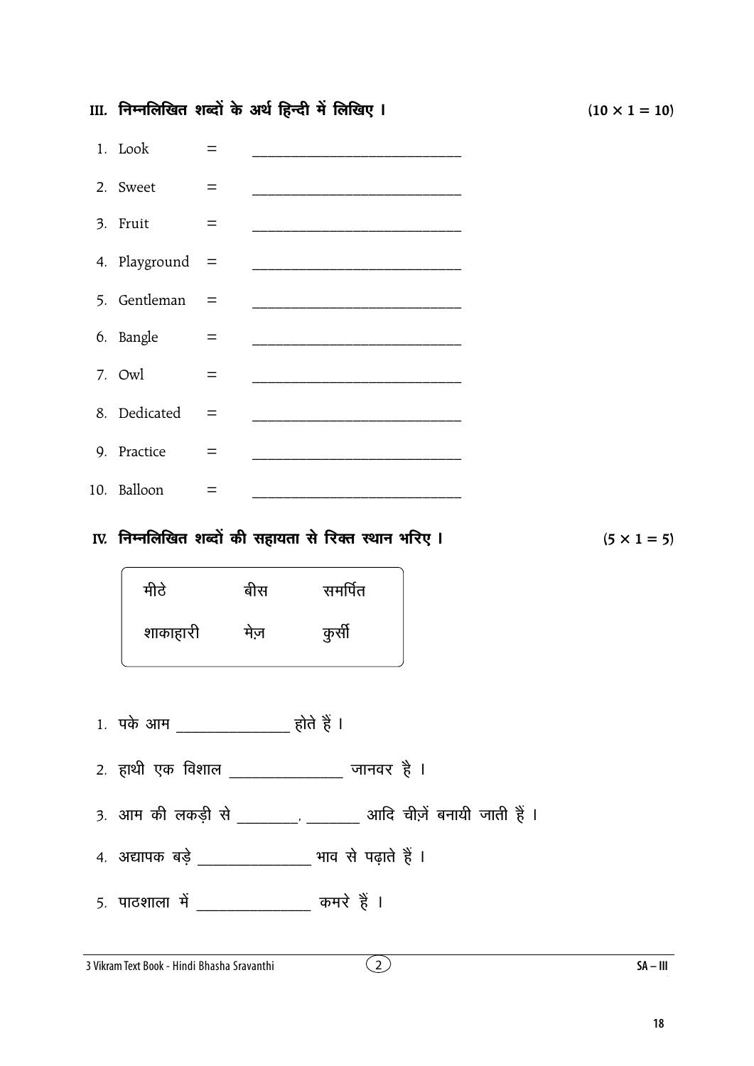**III. निम्नलिखित शब्दों के अर्थ हिन्दी में लिखिए ।** **(10 × 1 = 10)**

1. Look = ____________________________
2. Sweet = ____________________________
3. Fruit = ____________________________
4. Playground = ____________________________
5. Gentleman = ____________________________
6. Bangle = ____________________________
7. Owl = ____________________________
8. Dedicated = ____________________________
9. Practice = ____________________________
10. Balloon = ____________________________

**IV. निम्नलिखित शब्दों की सहायता से रिक्त स्थान भरिए ।** **(5 × 1 = 5)**

| | | |
|---|---|---|
| मीठे | बीस | समर्पित |
| शाकाहारी | मेज़ | कुर्सी |

1. पके आम _______________ होते हैं ।
2. हाथी एक विशाल _______________ जानवर है ।
3. आम की लकड़ी से ________, _______ आदि चीज़ें बनायी जाती हैं ।
4. अद्यापक बड़े _______________ भाव से पढ़ाते हैं ।
5. पाठशाला में _______________ कमरे हैं ।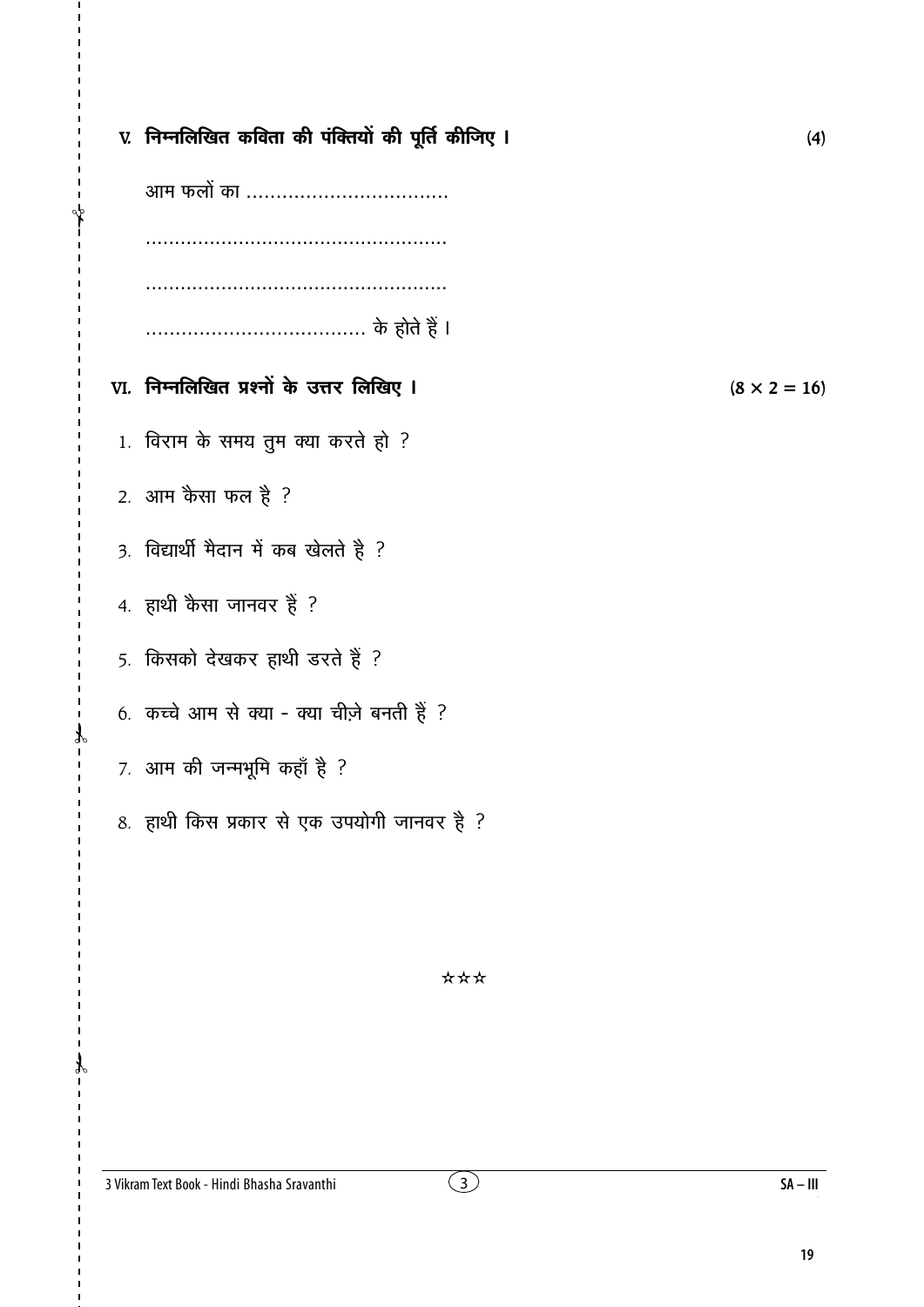**V. निम्नलिखित कविता की पंक्तियों की पूर्ति कीजिए ।** **(4)**

आम फलों का ...............................

..................................................

..................................................

.................................. के होते हैं ।

**VI. निम्नलिखित प्रश्नों के उत्तर लिखिए ।** **(8 × 2 = 16)**

1. विराम के समय तुम क्या करते हो ?
2. आम कैसा फल है ?
3. विद्यार्थी मैदान में कब खेलते है ?
4. हाथी कैसा जानवर हैं ?
5. किसको देखकर हाथी डरते हैं ?
6. कच्चे आम से क्या - क्या चीज़े बनती हैं ?
7. आम की जन्मभूमि कहाँ है ?
8. हाथी किस प्रकार से एक उपयोगी जानवर है ?

☆☆☆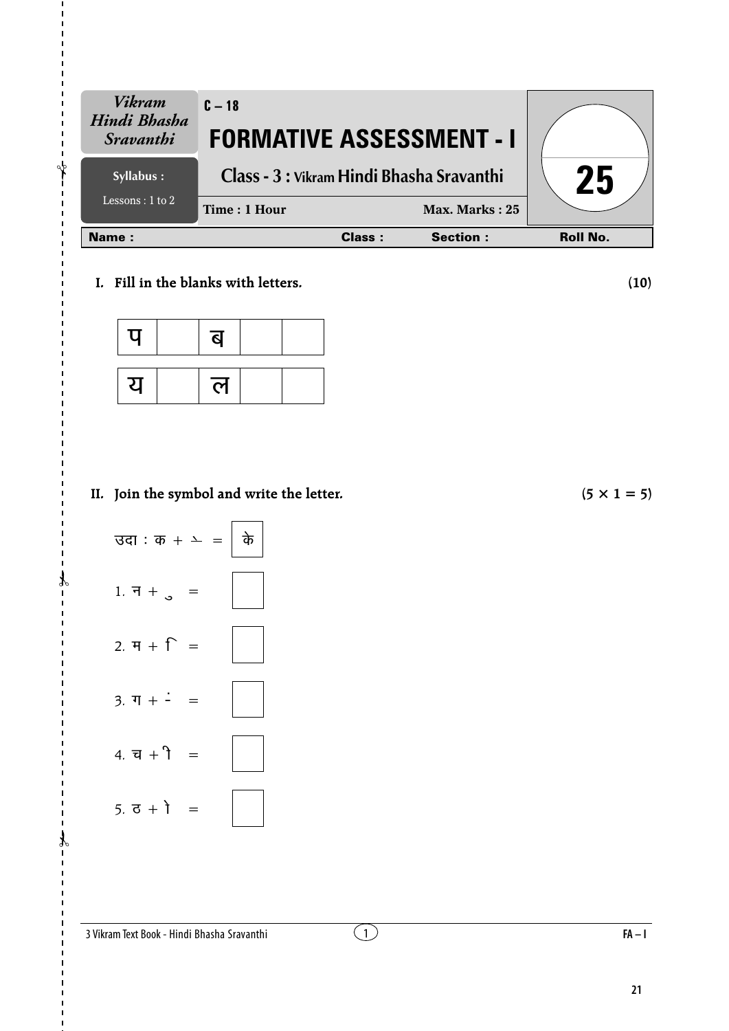| Vikram Hindi Bhasha Sravanthi | C – 18 | |
|---|---|---|
| | **FORMATIVE ASSESSMENT - I** | |
| **Syllabus :** Lessons : 1 to 2 | **Class - 3 : Vikram Hindi Bhasha Sravanthi** | **25** |
| | **Time : 1 Hour** &nbsp;&nbsp;&nbsp; **Max. Marks : 25** | |

| Name : | Class : | Section : | Roll No. |
|---|---|---|---|

**I. Fill in the blanks with letters.** **(10)**

| प | | ब | | |
|---|---|---|---|---|

| य | | ल | | |
|---|---|---|---|---|

**II. Join the symbol and write the letter.** **(5 × 1 = 5)**

उदा : क + े = के

1. न + ु = ____

2. म + ि = ____

3. ग + ं = ____

4. च + ी = ____

5. ठ + ो = ____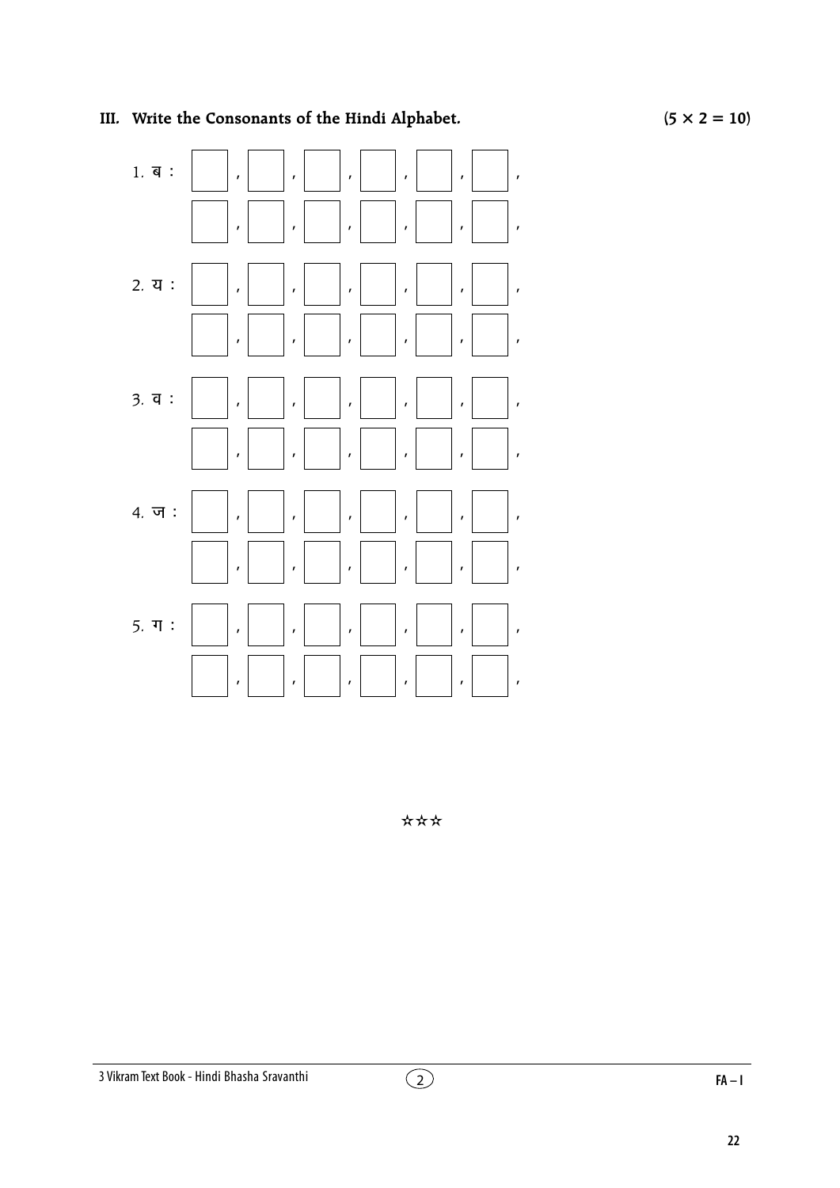**III. Write the Consonants of the Hindi Alphabet.** **(5 × 2 = 10)**

1. ब : ☐ , ☐ , ☐ , ☐ , ☐ , ☐ ,
   ☐ , ☐ , ☐ , ☐ , ☐ , ☐ ,

2. य : ☐ , ☐ , ☐ , ☐ , ☐ , ☐ ,
   ☐ , ☐ , ☐ , ☐ , ☐ , ☐ ,

3. व : ☐ , ☐ , ☐ , ☐ , ☐ , ☐ ,
   ☐ , ☐ , ☐ , ☐ , ☐ , ☐ ,

4. ज : ☐ , ☐ , ☐ , ☐ , ☐ , ☐ ,
   ☐ , ☐ , ☐ , ☐ , ☐ , ☐ ,

5. ग : ☐ , ☐ , ☐ , ☐ , ☐ , ☐ ,
   ☐ , ☐ , ☐ , ☐ , ☐ , ☐ ,

☆☆☆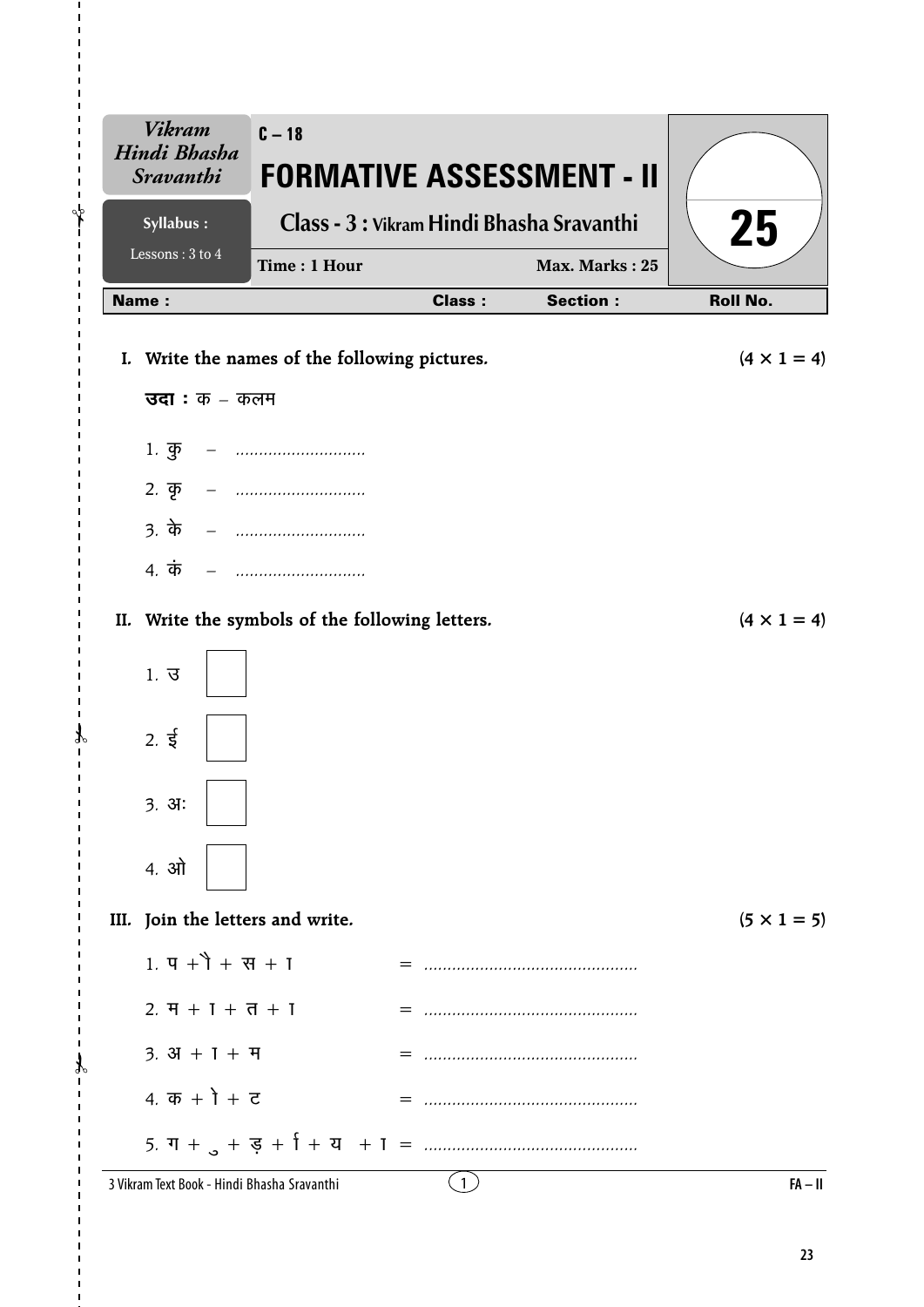| *Vikram Hindi Bhasha Sravanthi* | C – 18 **FORMATIVE ASSESSMENT - II** | |
|---|---|---|
| **Syllabus :** Lessons : 3 to 4 | **Class - 3 : Vikram Hindi Bhasha Sravanthi** **Time : 1 Hour** **Max. Marks : 25** | **25** |

**Name :** **Class :** **Section :** **Roll No.**

**I. Write the names of the following pictures.** **(4 × 1 = 4)**

**उदा :** क – कलम

1. कु – ............................
2. कृ – ............................
3. के – ............................
4. कं – ............................

**II. Write the symbols of the following letters.** **(4 × 1 = 4)**

1. उ [ ]
2. ई [ ]
3. अः [ ]
4. ओ [ ]

**III. Join the letters and write.** **(5 × 1 = 5)**

1. प + ौ + स + ा = ..............................................
2. म + ा + त + ा = ..............................................
3. अ + ा + म = ..............................................
4. क + ो + ट = ..............................................
5. ग + ु + ड़ + ि + य + ा = ..............................................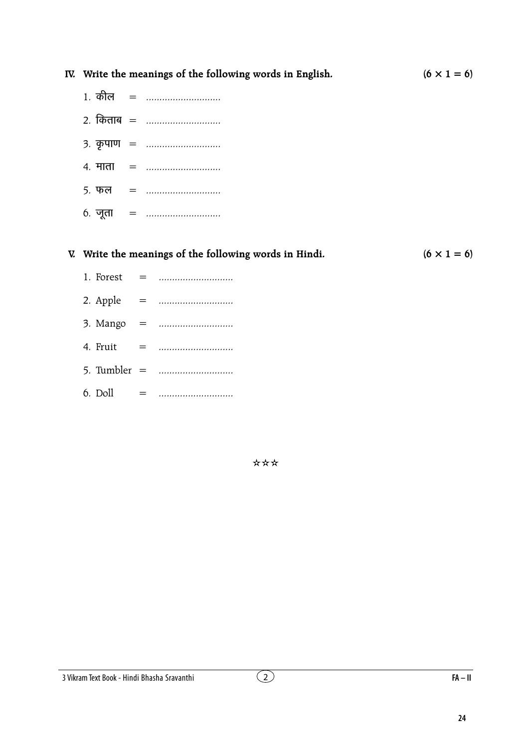**IV. Write the meanings of the following words in English.** **(6 × 1 = 6)**

1. कील = ............................
2. किताब = ............................
3. कृपाण = ............................
4. माता = ............................
5. फल = ............................
6. जूता = ............................

**V. Write the meanings of the following words in Hindi.** **(6 × 1 = 6)**

1. Forest = ............................
2. Apple = ............................
3. Mango = ............................
4. Fruit = ............................
5. Tumbler = ............................
6. Doll = ............................

☆☆☆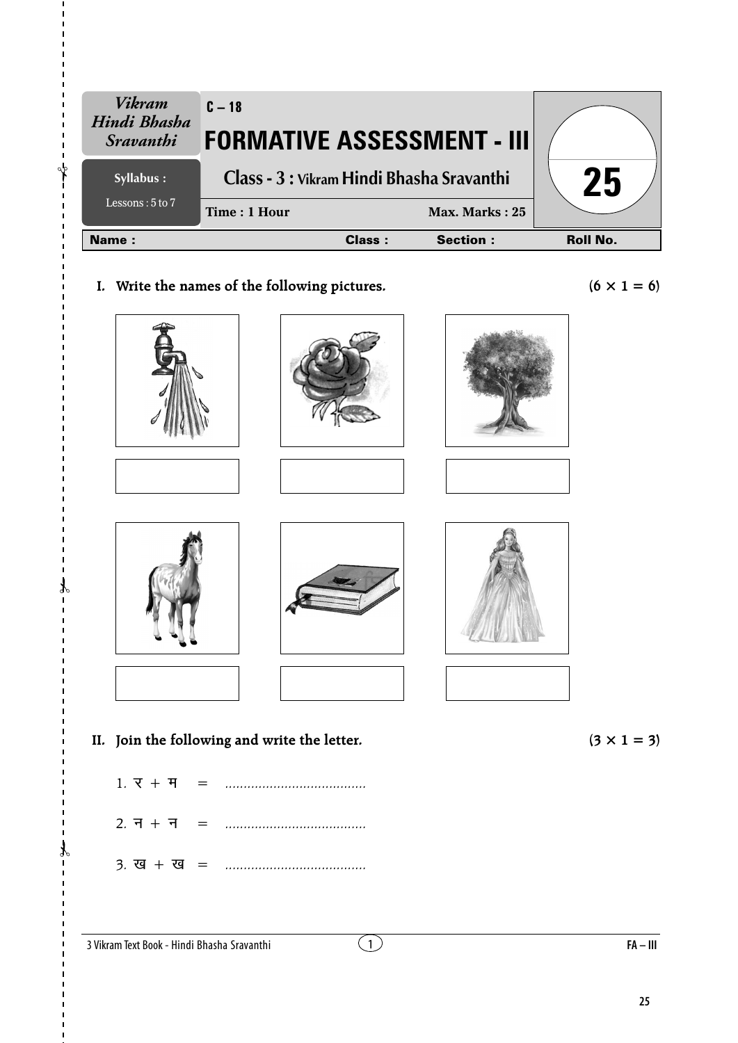| Vikram Hindi Bhasha Sravanthi | C – 18<br>**FORMATIVE ASSESSMENT - III** | 25 |
|---|---|---|
| **Syllabus :** Lessons : 5 to 7 | **Class - 3 : Vikram Hindi Bhasha Sravanthi**<br>**Time : 1 Hour** — **Max. Marks : 25** | |

**Name :** **Class :** **Section :** **Roll No.**

**I. Write the names of the following pictures.** **(6 × 1 = 6)**

**II. Join the following and write the letter.** **(3 × 1 = 3)**

1. र + म = ......................................

2. न + न = ......................................

3. ख + ख = ......................................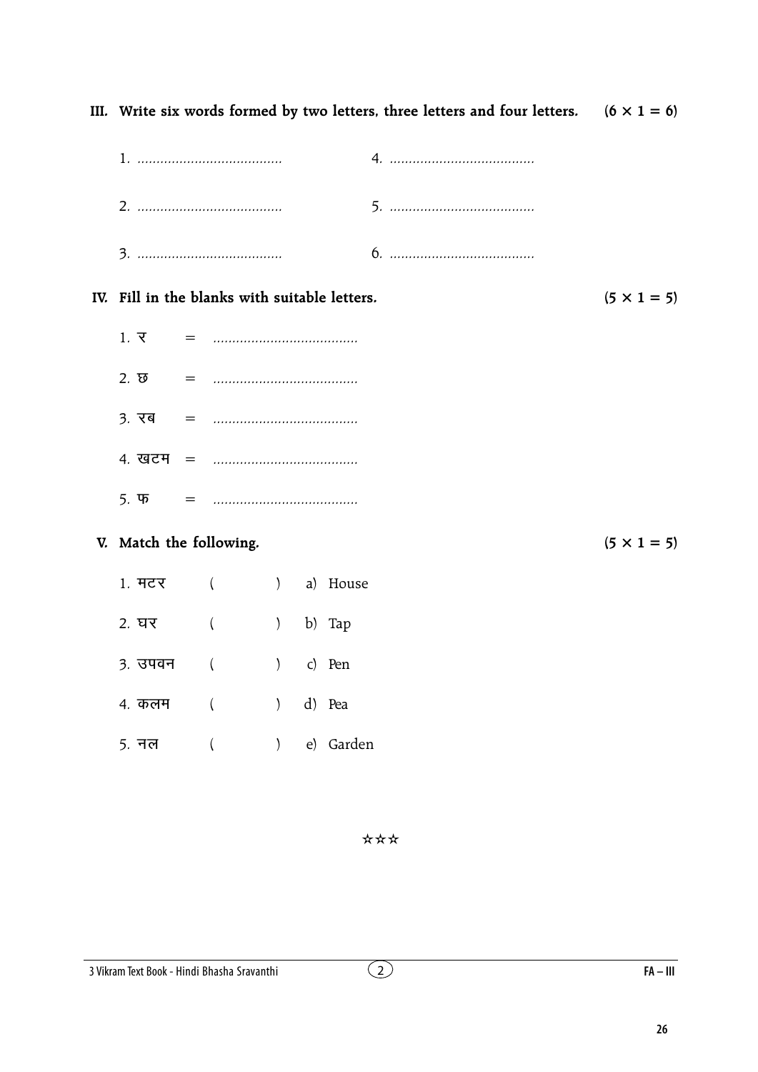## III. Write six words formed by two letters, three letters and four letters. (6 × 1 = 6)

1. ......................................
2. ......................................
3. ......................................
4. ......................................
5. ......................................
6. ......................................

## IV. Fill in the blanks with suitable letters. (5 × 1 = 5)

1. र = ......................................
2. छ = ......................................
3. रब = ......................................
4. खटम = ......................................
5. फ = ......................................

## V. Match the following. (5 × 1 = 5)

1. मटर ( ) a) House
2. घर ( ) b) Tap
3. उपवन ( ) c) Pen
4. कलम ( ) d) Pea
5. नल ( ) e) Garden

☆☆☆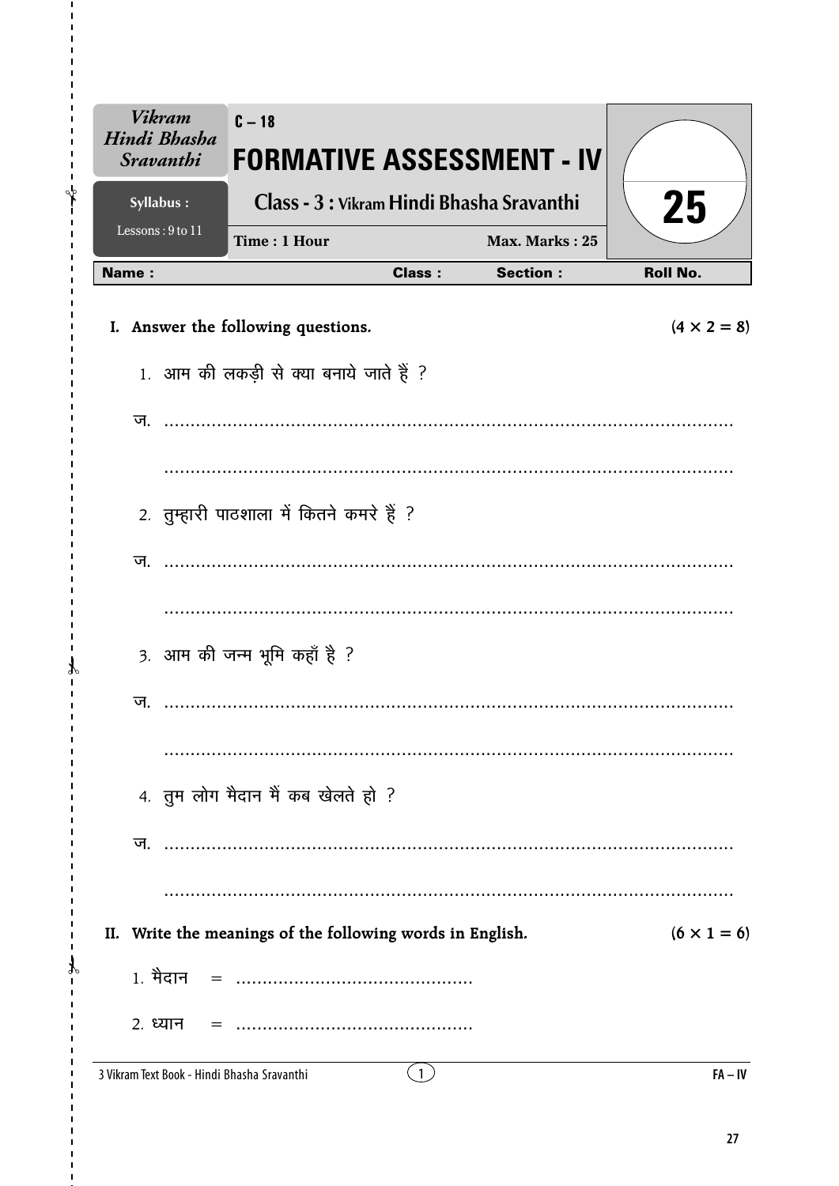| Vikram Hindi Bhasha Sravanthi | C – 18 FORMATIVE ASSESSMENT - IV | 25 |
|---|---|---|
| Syllabus : Lessons : 9 to 11 | Class - 3 : Vikram Hindi Bhasha Sravanthi | |
| | Time : 1 Hour — Max. Marks : 25 | |

**Name :** **Class :** **Section :** **Roll No.**

## I. Answer the following questions. (4 × 2 = 8)

1. आम की लकड़ी से क्या बनाये जाते हैं ?

ज. ...........................................................................................................

...........................................................................................................

2. तुम्हारी पाठशाला में कितने कमरे हैं ?

ज. ...........................................................................................................

...........................................................................................................

3. आम की जन्म भूमि कहाँ है ?

ज. ...........................................................................................................

...........................................................................................................

4. तुम लोग मैदान मैं कब खेलते हो ?

ज. ...........................................................................................................

...........................................................................................................

## II. Write the meanings of the following words in English. (6 × 1 = 6)

1. मैदान = .............................................

2. ध्यान = .............................................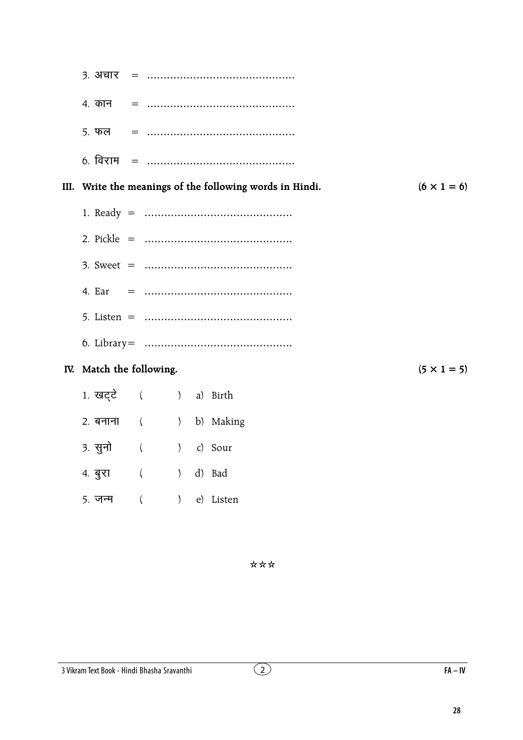3. अचार = ............................................

4. कान = ............................................

5. फल = ............................................

6. विराम = ............................................

**III. Write the meanings of the following words in Hindi.** **(6 × 1 = 6)**

1. Ready = ............................................
2. Pickle = ............................................
3. Sweet = ............................................
4. Ear = ............................................
5. Listen = ............................................
6. Library= ............................................

**IV. Match the following.** **(5 × 1 = 5)**

1. खट्टे ( ) a) Birth
2. बनाना ( ) b) Making
3. सुनो ( ) c) Sour
4. बुरा ( ) d) Bad
5. जन्म ( ) e) Listen

☆☆☆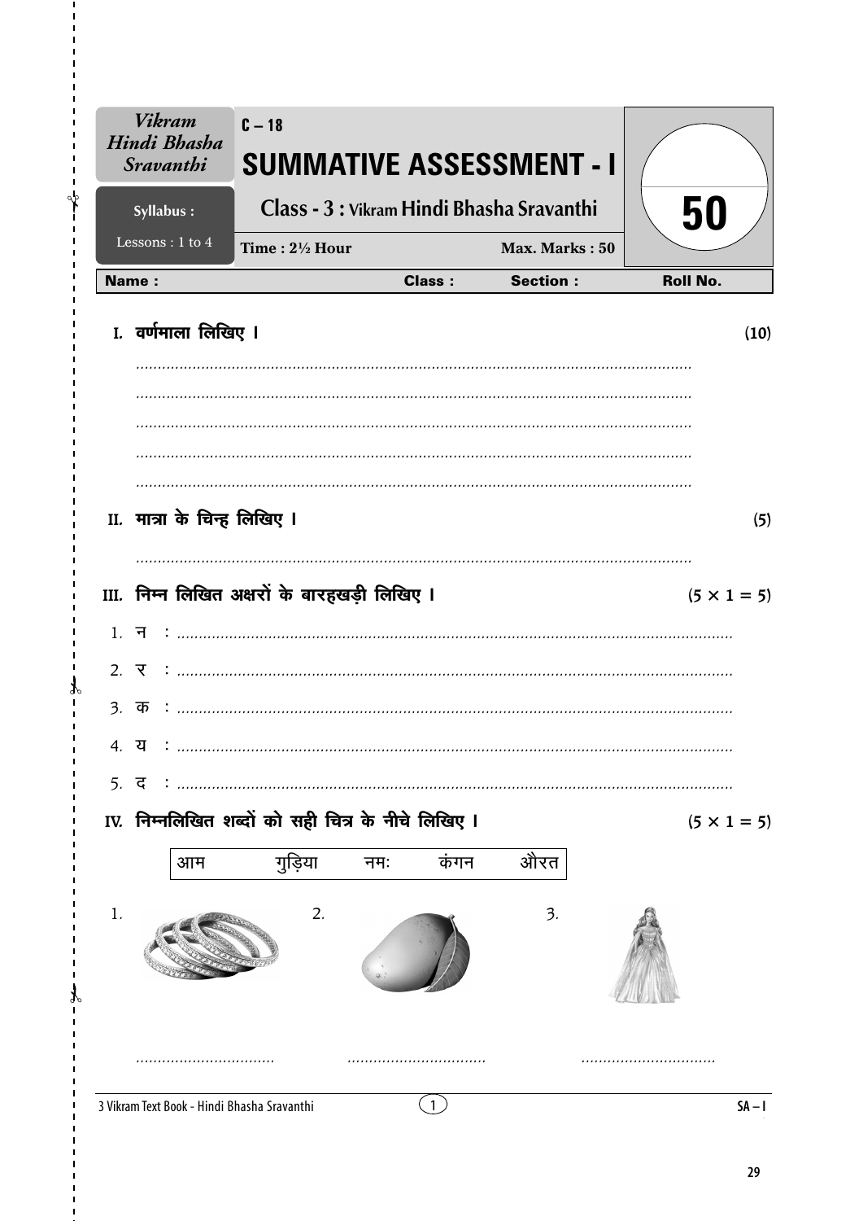| Vikram Hindi Bhasha Sravanthi | C – 18 SUMMATIVE ASSESSMENT - I | 50 |
|---|---|---|
| Syllabus : Lessons : 1 to 4 | Class - 3 : Vikram Hindi Bhasha Sravanthi | |
| | Time : 2½ Hour — Max. Marks : 50 | |

**Name :** &nbsp;&nbsp;&nbsp;&nbsp; **Class :** &nbsp;&nbsp;&nbsp;&nbsp; **Section :** &nbsp;&nbsp;&nbsp;&nbsp; **Roll No.**

**I. वर्णमाला लिखिए ।** **(10)**

..............................................................................................................

..............................................................................................................

..............................................................................................................

..............................................................................................................

..............................................................................................................

**II. मात्रा के चिन्ह लिखिए ।** **(5)**

..............................................................................................................

**III. निम्न लिखित अक्षरों के बारहखड़ी लिखिए ।** **(5 × 1 = 5)**

1. न : ..............................................................................................................
2. र : ..............................................................................................................
3. क : ..............................................................................................................
4. य : ..............................................................................................................
5. द : ..............................................................................................................

**IV. निम्नलिखित शब्दों को सही चित्र के नीचे लिखिए ।** **(5 × 1 = 5)**

| आम | गुड़िया | नमः | कंगन | औरत |
|---|---|---|---|---|

1. ................................ &nbsp;&nbsp;&nbsp; 2. ................................ &nbsp;&nbsp;&nbsp; 3. ...............................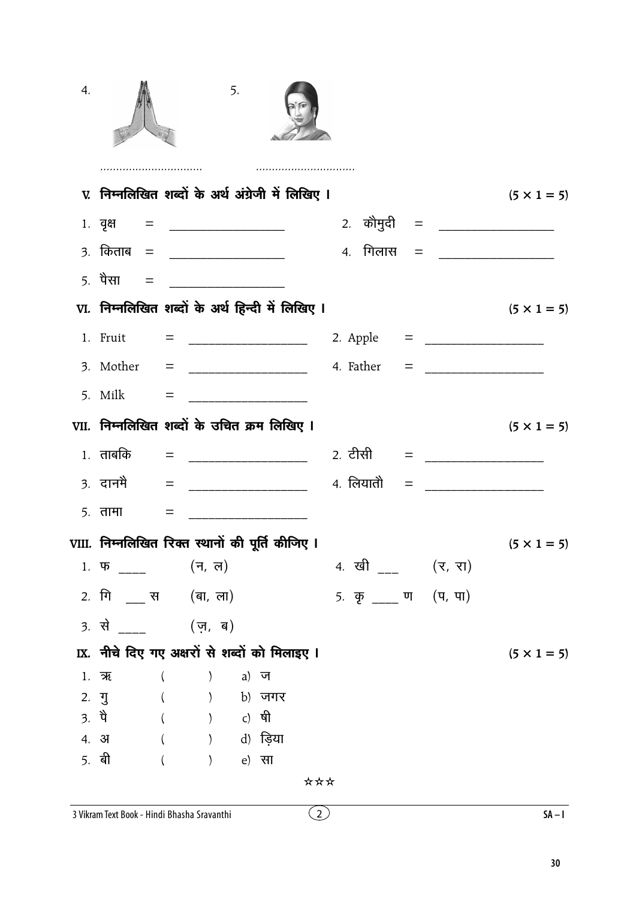4. ................................ 5. ...............................

## V. निम्नलिखित शब्दों के अर्थ अंग्रेजी में लिखिए । (5 × 1 = 5)

1. वृक्ष = ________________ 2. कौमुदी = ________________
3. किताब = ________________ 4. गिलास = ________________
5. पैसा = ________________

## VI. निम्नलिखित शब्दों के अर्थ हिन्दी में लिखिए । (5 × 1 = 5)

1. Fruit = ________________ 2. Apple = ________________
3. Mother = ________________ 4. Father = ________________
5. Milk = ________________

## VII. निम्नलिखित शब्दों के उचित क्रम लिखिए । (5 × 1 = 5)

1. ताबकि = ________________ 2. टीसी = ________________
3. दानमै = ________________ 4. लियातौ = ________________
5. तामा = ________________

## VIII. निम्नलिखित रिक्त स्थानों की पूर्ति कीजिए । (5 × 1 = 5)

1. फ ____ (न, ल)
2. गि ___ स (बा, ला)
3. से ____ (ज़, ब)
4. खी ___ (र, रा)
5. कृ ____ ण (प, पा)

## IX. नीचे दिए गए अक्षरों से शब्दों को मिलाइए । (5 × 1 = 5)

1. ऋ ( ) a) ज
2. गु ( ) b) जगर
3. पै ( ) c) षी
4. अ ( ) d) ड़िया
5. बी ( ) e) सा

☆☆☆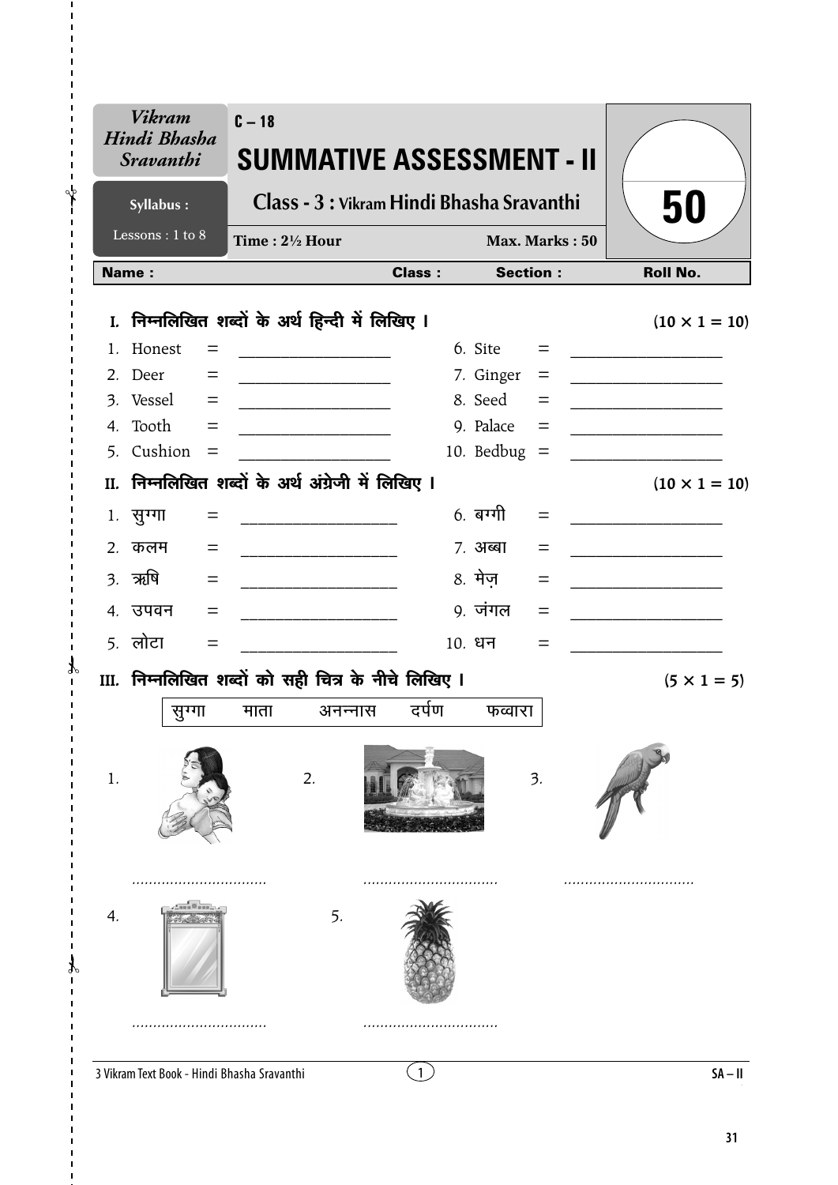| Vikram Hindi Bhasha Sravanthi | C – 18 | |
| --- | --- | --- |
| Syllabus : Lessons : 1 to 8 | **SUMMATIVE ASSESSMENT - II** | **50** |
| | **Class - 3 : Vikram Hindi Bhasha Sravanthi** | |
| | Time : 2½ Hour — Max. Marks : 50 | |

**Name :** **Class :** **Section :** **Roll No.**

**I. निम्नलिखित शब्दों के अर्थ हिन्दी में लिखिए ।** **(10 × 1 = 10)**

| | | | | | |
| --- | --- | --- | --- | --- | --- |
| 1. Honest | = ________________ | | 6. Site | = ________________ | |
| 2. Deer | = ________________ | | 7. Ginger | = ________________ | |
| 3. Vessel | = ________________ | | 8. Seed | = ________________ | |
| 4. Tooth | = ________________ | | 9. Palace | = ________________ | |
| 5. Cushion | = ________________ | | 10. Bedbug | = ________________ | |

**II. निम्नलिखित शब्दों के अर्थ अंग्रेजी में लिखिए ।** **(10 × 1 = 10)**

| | | | | | |
| --- | --- | --- | --- | --- | --- |
| 1. सुग्गा | = ________________ | | 6. बग्गी | = ________________ | |
| 2. कलम | = ________________ | | 7. अब्बा | = ________________ | |
| 3. ऋषि | = ________________ | | 8. मेज़ | = ________________ | |
| 4. उपवन | = ________________ | | 9. जंगल | = ________________ | |
| 5. लोटा | = ________________ | | 10. धन | = ________________ | |

**III. निम्नलिखित शब्दों को सही चित्र के नीचे लिखिए ।** **(5 × 1 = 5)**

| सुग्गा | माता | अनन्नास | दर्पण | फव्वारा |
| --- | --- | --- | --- | --- |

1. ................................

2. ................................

3. ................................

4. ................................

5. ................................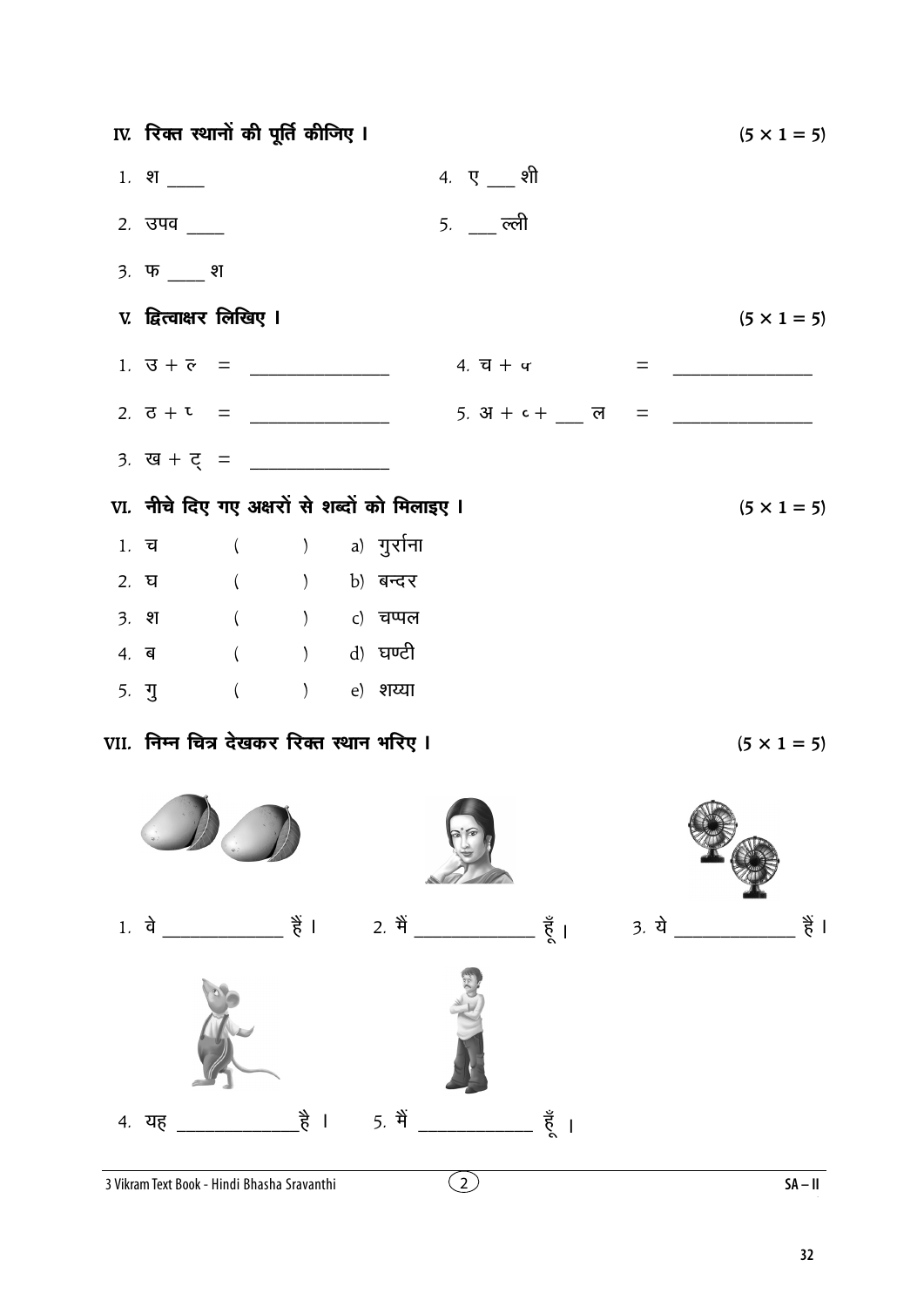## IV. रिक्त स्थानों की पूर्ति कीजिए । (5 × 1 = 5)

1. श ____
2. उपव ____
3. फ ____ श
4. ए ___ शी
5. ___ ल्ली

## V. द्वित्वाक्षर लिखिए । (5 × 1 = 5)

1. उ + ल = ______________
2. ठ + ट = ______________
3. ख + ट् = ______________
4. च + प = ______________
5. अ + ट + ___ ल = ______________

## VI. नीचे दिए गए अक्षरों से शब्दों को मिलाइए । (5 × 1 = 5)

1. च ( ) a) गुर्राना
2. घ ( ) b) बन्दर
3. श ( ) c) चप्पल
4. ब ( ) d) घण्टी
5. गु ( ) e) शय्या

## VII. निम्न चित्र देखकर रिक्त स्थान भरिए । (5 × 1 = 5)

1. वे ____________ हैं ।
2. मैं ____________ हूँ ।
3. ये ____________ हैं ।
4. यह ____________ है ।
5. मैं ____________ हूँ ।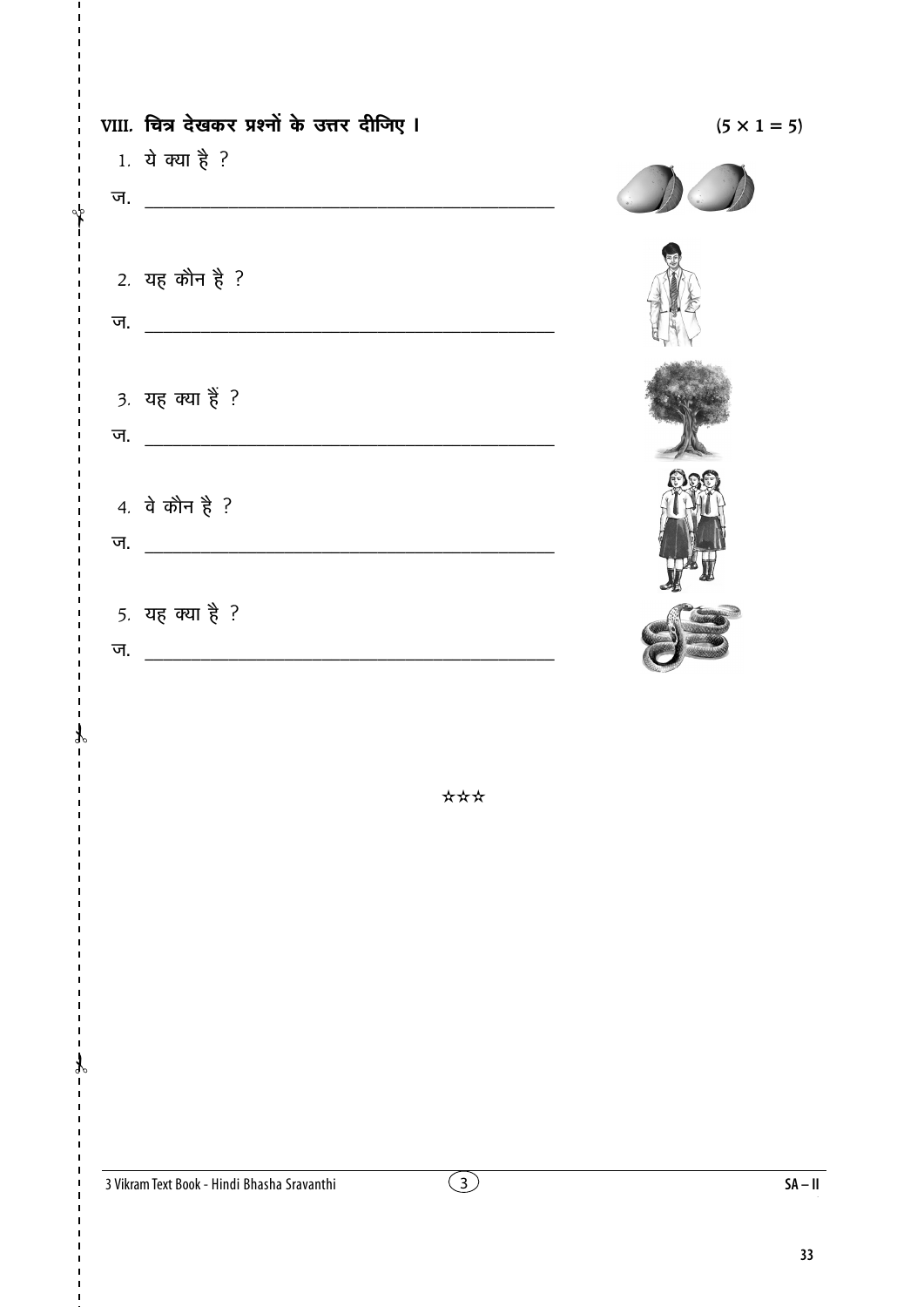**VIII. चित्र देखकर प्रश्नों के उत्तर दीजिए ।** (5 × 1 = 5)

1. ये क्या है ?

ज. ____________________________________________

2. यह कौन है ?

ज. ____________________________________________

3. यह क्या हैं ?

ज. ____________________________________________

4. वे कौन है ?

ज. ____________________________________________

5. यह क्या है ?

ज. ____________________________________________

☆☆☆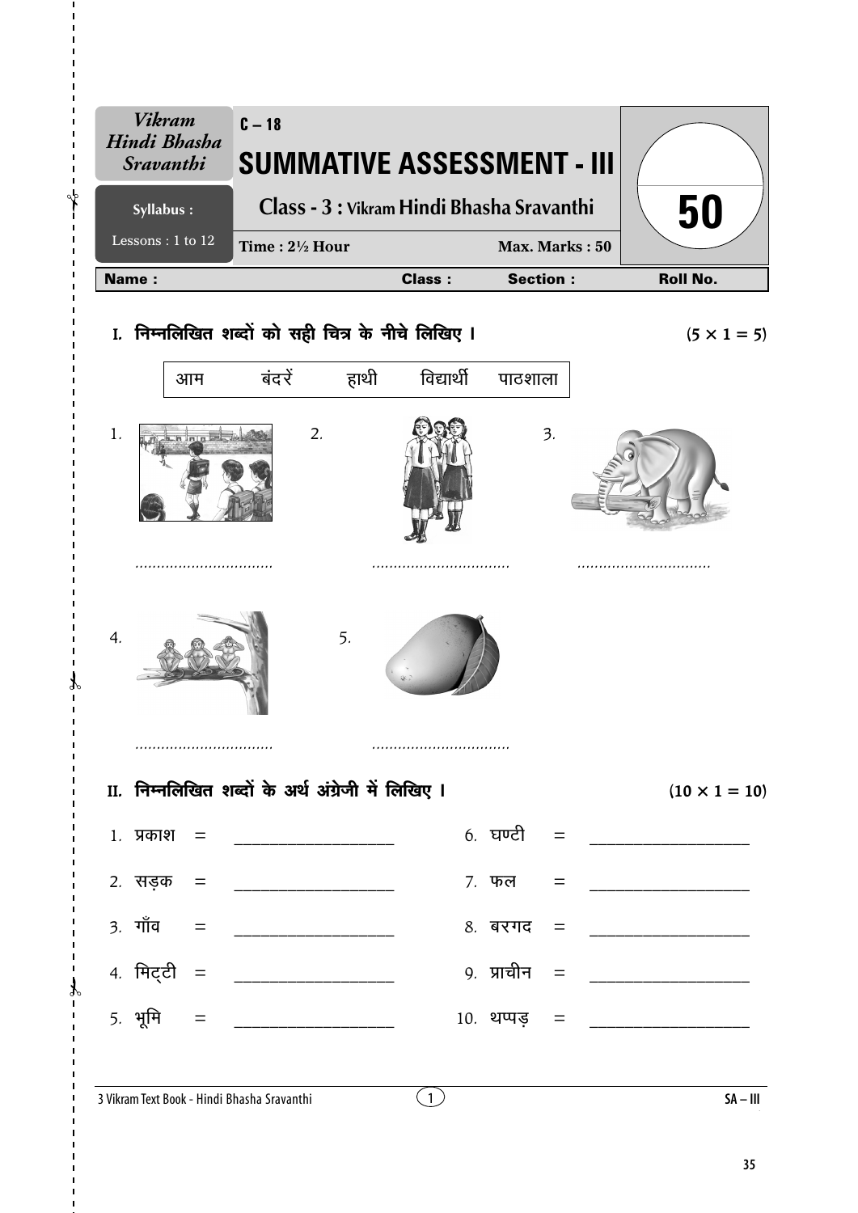| *Vikram Hindi Bhasha Sravanthi* | C – 18 **SUMMATIVE ASSESSMENT - III** | |
|---|---|---|
| **Syllabus :** | **Class - 3 : Vikram Hindi Bhasha Sravanthi** | **50** |
| Lessons : 1 to 12 | **Time : 2½ Hour** **Max. Marks : 50** | |

**Name :** **Class :** **Section :** **Roll No.**

## I. निम्नलिखित शब्दों को सही चित्र के नीचे लिखिए । (5 × 1 = 5)

| आम | बंदरें | हाथी | विद्यार्थी | पाठशाला |
|---|---|---|---|---|

1. ..............................

2. ..............................

3. ..............................

4. ..............................

5. ..............................

## II. निम्नलिखित शब्दों के अर्थ अंग्रेजी में लिखिए । (10 × 1 = 10)

1. प्रकाश = ____________________
2. सड़क = ____________________
3. गाँव = ____________________
4. मिट्टी = ____________________
5. भूमि = ____________________
6. घण्टी = ____________________
7. फल = ____________________
8. बरगद = ____________________
9. प्राचीन = ____________________
10. थप्पड़ = ____________________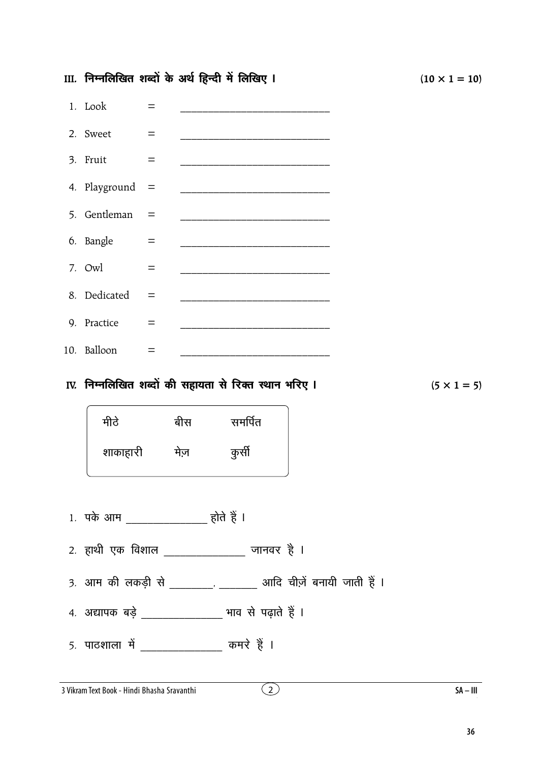### III. निम्नलिखित शब्दों के अर्थ हिन्दी में लिखिए । (10 × 1 = 10)

1. Look = ____________________________
2. Sweet = ____________________________
3. Fruit = ____________________________
4. Playground = ____________________________
5. Gentleman = ____________________________
6. Bangle = ____________________________
7. Owl = ____________________________
8. Dedicated = ____________________________
9. Practice = ____________________________
10. Balloon = ____________________________

### IV. निम्नलिखित शब्दों की सहायता से रिक्त स्थान भरिए । (5 × 1 = 5)

| | | |
|---|---|---|
| मीठे | बीस | समर्पित |
| शाकाहारी | मेज़ | कुर्सी |

1. पके आम _______________ होते हैं ।
2. हाथी एक विशाल _______________ जानवर है ।
3. आम की लकड़ी से ________, _______ आदि चीज़ें बनायी जाती हैं ।
4. अद्यापक बड़े _______________ भाव से पढ़ाते हैं ।
5. पाठशाला में _______________ कमरे हैं ।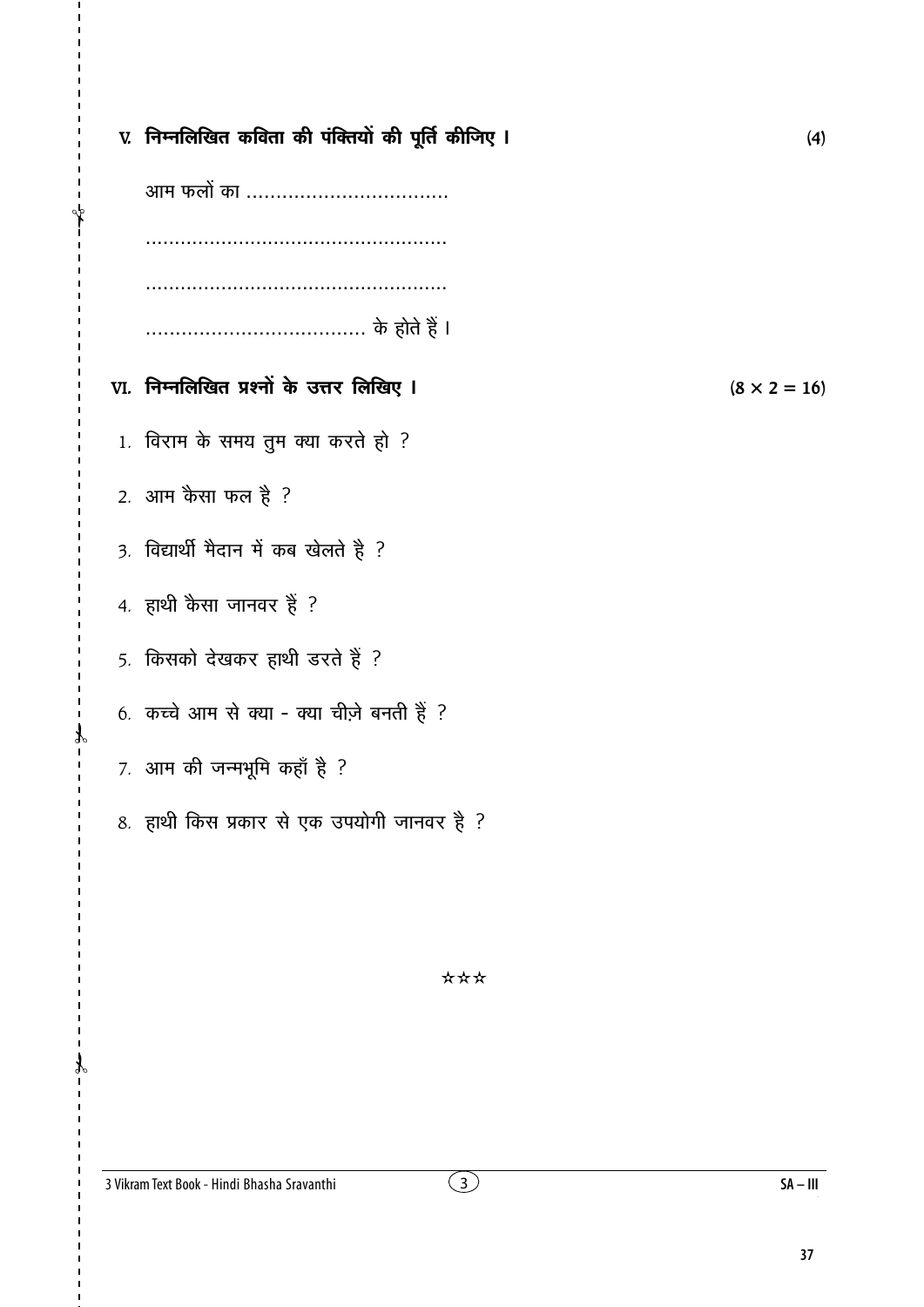**V. निम्नलिखित कविता की पंक्तियों की पूर्ति कीजिए ।** (4)

आम फलों का ..................................

...................................................

...................................................

..................................... के होते हैं ।

**VI. निम्नलिखित प्रश्नों के उत्तर लिखिए ।** $(8 \times 2 = 16)$

1. विराम के समय तुम क्या करते हो ?
2. आम कैसा फल है ?
3. विद्यार्थी मैदान में कब खेलते है ?
4. हाथी कैसा जानवर हैं ?
5. किसको देखकर हाथी डरते हैं ?
6. कच्चे आम से क्या - क्या चीज़े बनती हैं ?
7. आम की जन्मभूमि कहाँ है ?
8. हाथी किस प्रकार से एक उपयोगी जानवर है ?

☆☆☆